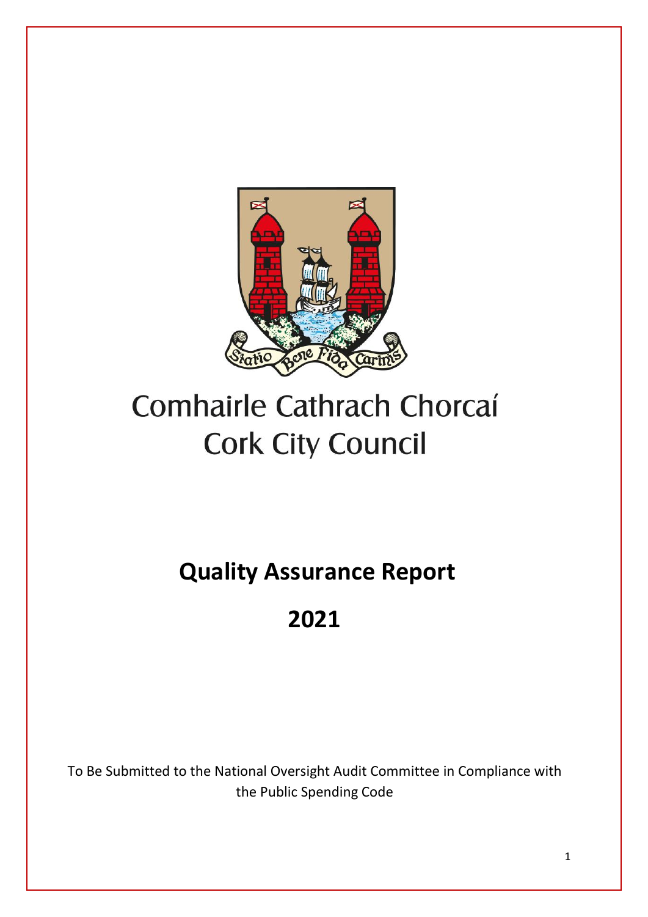Comhairle Cathrach Chorcaí

Cork City Council

# Quality Assurance Report

# 2021

To Be Submitted to the National Oversight Audit Committee in Compliance with the Public Spending Code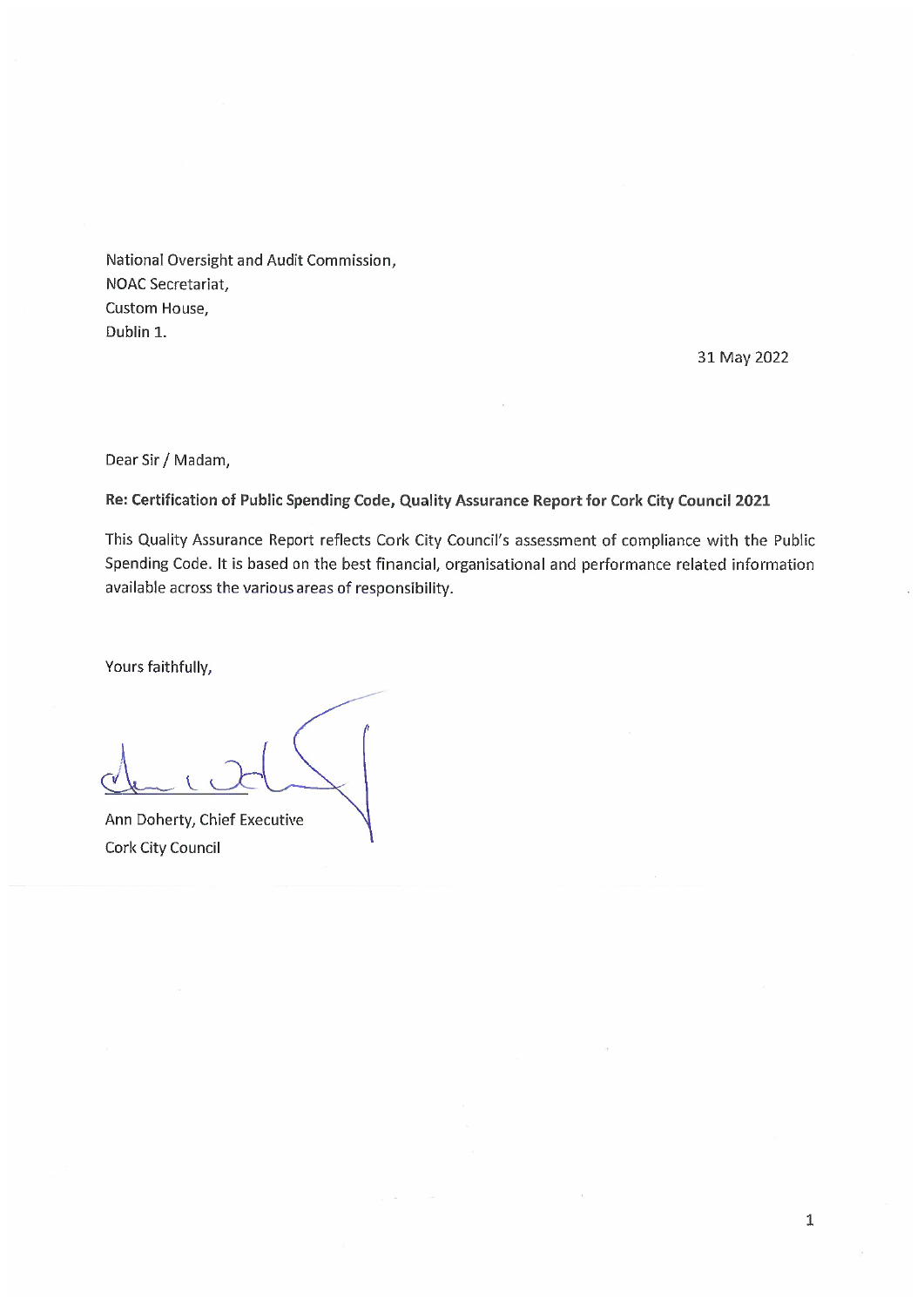National Oversight and Audit Commission,
NOAC Secretariat,
Custom House,
Dublin 1.

31 May 2022

Dear Sir / Madam,

**Re: Certification of Public Spending Code, Quality Assurance Report for Cork City Council 2021**

This Quality Assurance Report reflects Cork City Council's assessment of compliance with the Public Spending Code. It is based on the best financial, organisational and performance related information available across the various areas of responsibility.

Yours faithfully,

Ann Doherty, Chief Executive
Cork City Council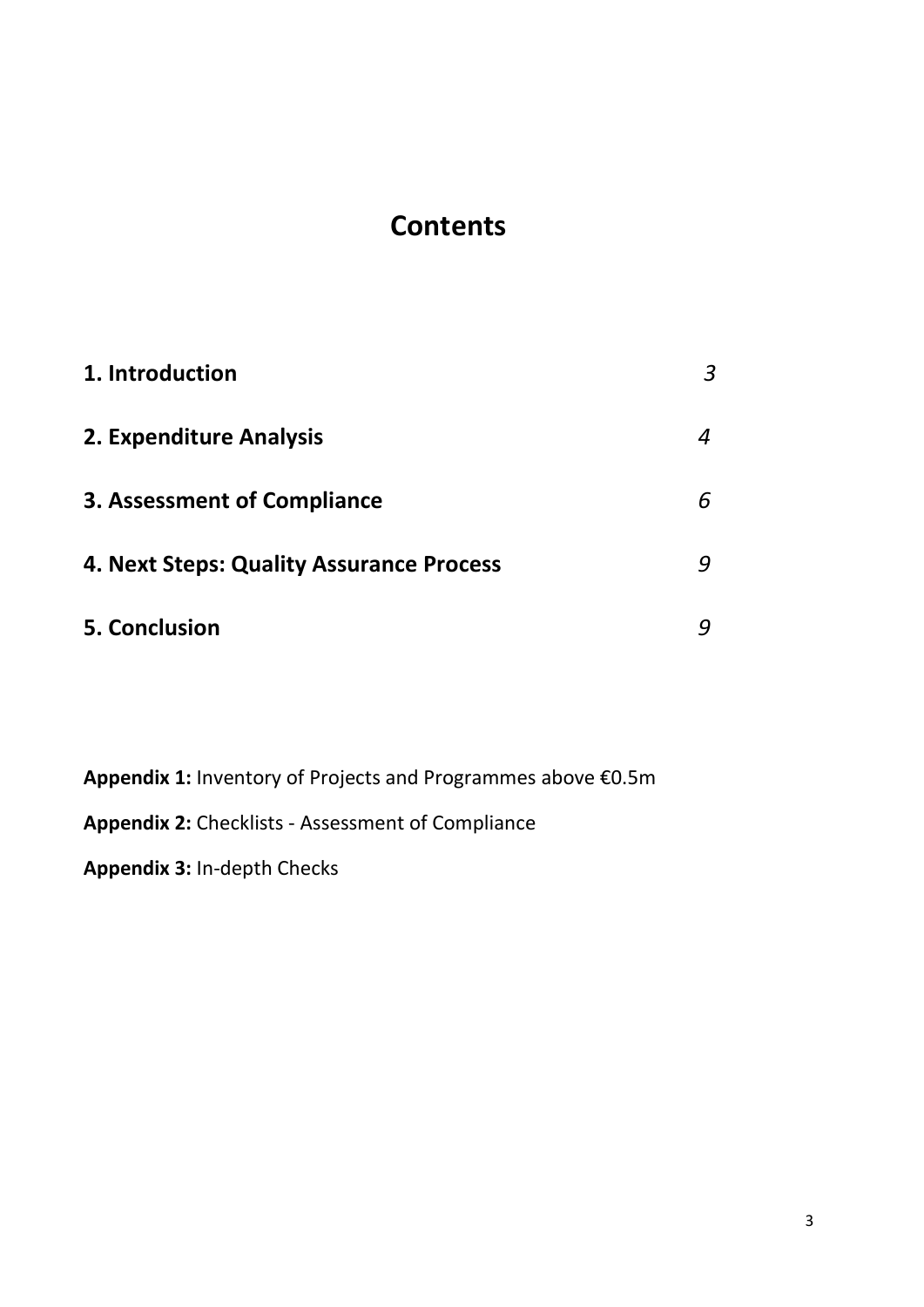# Contents

| | |
|---|---|
| **1. Introduction** | *3* |
| **2. Expenditure Analysis** | *4* |
| **3. Assessment of Compliance** | *6* |
| **4. Next Steps: Quality Assurance Process** | *9* |
| **5. Conclusion** | *9* |

**Appendix 1:** Inventory of Projects and Programmes above €0.5m

**Appendix 2:** Checklists - Assessment of Compliance

**Appendix 3:** In-depth Checks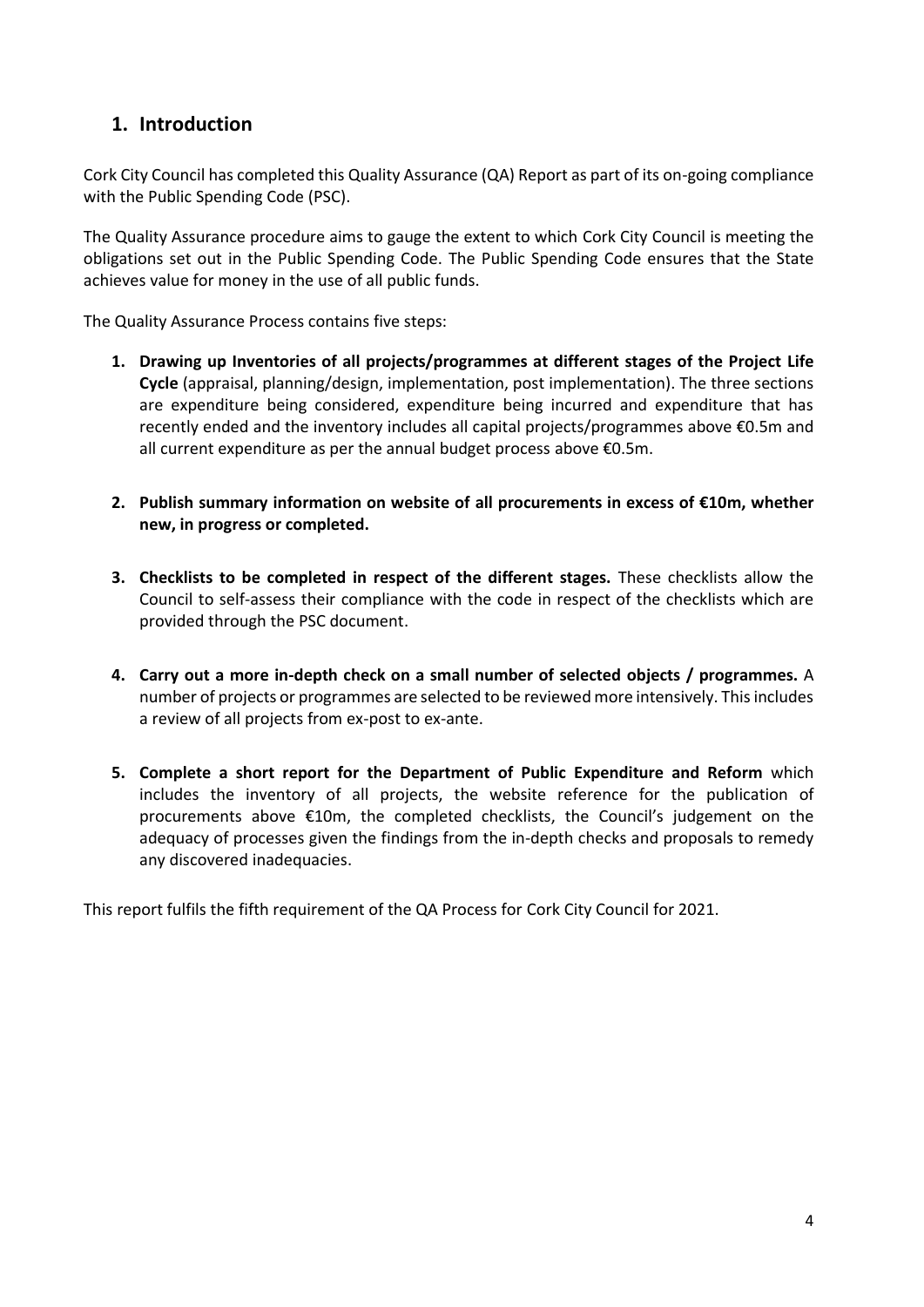## 1. Introduction

Cork City Council has completed this Quality Assurance (QA) Report as part of its on-going compliance with the Public Spending Code (PSC).

The Quality Assurance procedure aims to gauge the extent to which Cork City Council is meeting the obligations set out in the Public Spending Code. The Public Spending Code ensures that the State achieves value for money in the use of all public funds.

The Quality Assurance Process contains five steps:

1. **Drawing up Inventories of all projects/programmes at different stages of the Project Life Cycle** (appraisal, planning/design, implementation, post implementation). The three sections are expenditure being considered, expenditure being incurred and expenditure that has recently ended and the inventory includes all capital projects/programmes above €0.5m and all current expenditure as per the annual budget process above €0.5m.

2. **Publish summary information on website of all procurements in excess of €10m, whether new, in progress or completed.**

3. **Checklists to be completed in respect of the different stages.** These checklists allow the Council to self-assess their compliance with the code in respect of the checklists which are provided through the PSC document.

4. **Carry out a more in-depth check on a small number of selected objects / programmes.** A number of projects or programmes are selected to be reviewed more intensively. This includes a review of all projects from ex-post to ex-ante.

5. **Complete a short report for the Department of Public Expenditure and Reform** which includes the inventory of all projects, the website reference for the publication of procurements above €10m, the completed checklists, the Council's judgement on the adequacy of processes given the findings from the in-depth checks and proposals to remedy any discovered inadequacies.

This report fulfils the fifth requirement of the QA Process for Cork City Council for 2021.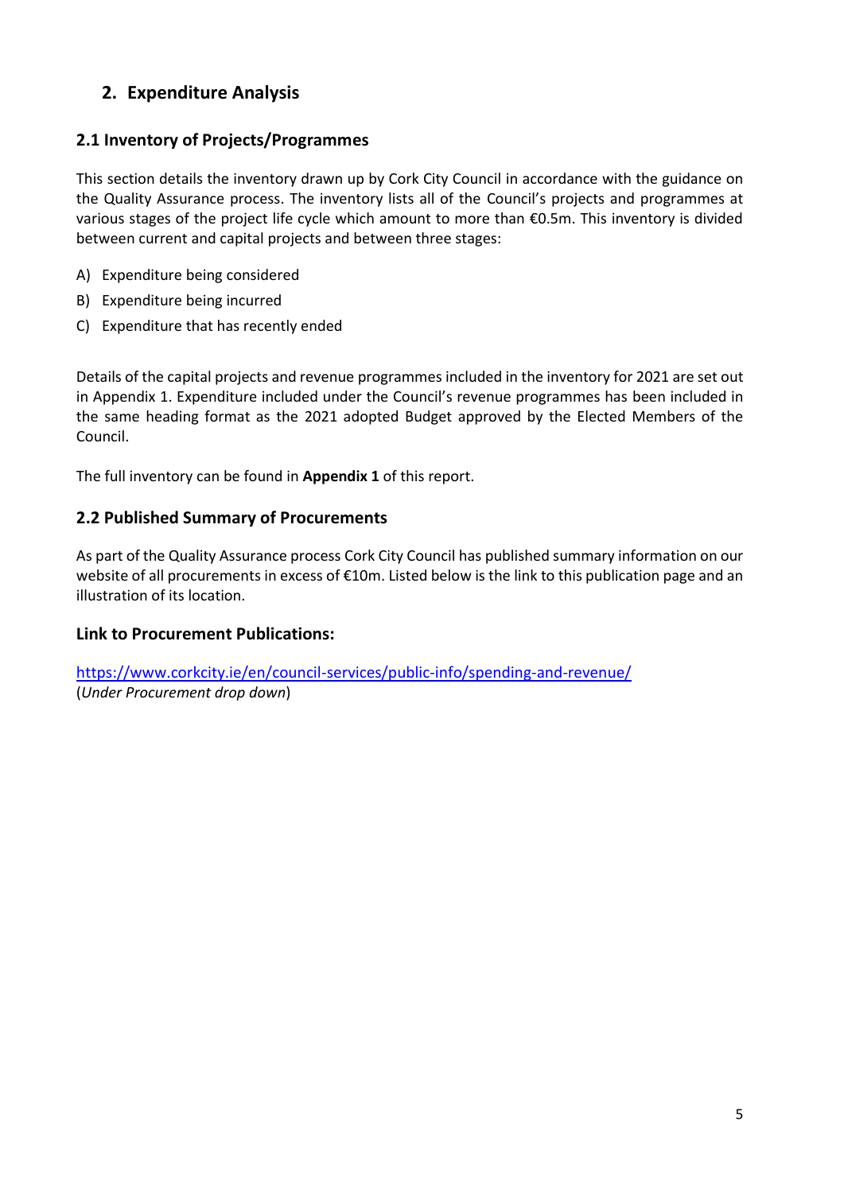## 2. Expenditure Analysis

### 2.1 Inventory of Projects/Programmes

This section details the inventory drawn up by Cork City Council in accordance with the guidance on the Quality Assurance process. The inventory lists all of the Council's projects and programmes at various stages of the project life cycle which amount to more than €0.5m. This inventory is divided between current and capital projects and between three stages:

A) Expenditure being considered
B) Expenditure being incurred
C) Expenditure that has recently ended

Details of the capital projects and revenue programmes included in the inventory for 2021 are set out in Appendix 1. Expenditure included under the Council's revenue programmes has been included in the same heading format as the 2021 adopted Budget approved by the Elected Members of the Council.

The full inventory can be found in **Appendix 1** of this report.

### 2.2 Published Summary of Procurements

As part of the Quality Assurance process Cork City Council has published summary information on our website of all procurements in excess of €10m. Listed below is the link to this publication page and an illustration of its location.

### Link to Procurement Publications:

https://www.corkcity.ie/en/council-services/public-info/spending-and-revenue/
(*Under Procurement drop down*)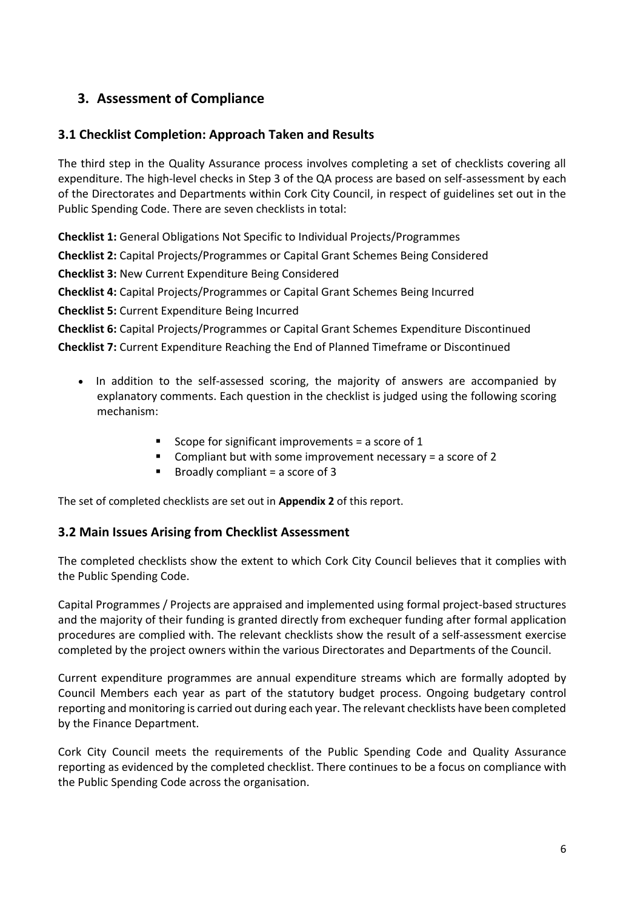## 3. Assessment of Compliance

### 3.1 Checklist Completion: Approach Taken and Results

The third step in the Quality Assurance process involves completing a set of checklists covering all expenditure. The high-level checks in Step 3 of the QA process are based on self-assessment by each of the Directorates and Departments within Cork City Council, in respect of guidelines set out in the Public Spending Code. There are seven checklists in total:

**Checklist 1:** General Obligations Not Specific to Individual Projects/Programmes

**Checklist 2:** Capital Projects/Programmes or Capital Grant Schemes Being Considered

**Checklist 3:** New Current Expenditure Being Considered

**Checklist 4:** Capital Projects/Programmes or Capital Grant Schemes Being Incurred

**Checklist 5:** Current Expenditure Being Incurred

**Checklist 6:** Capital Projects/Programmes or Capital Grant Schemes Expenditure Discontinued

**Checklist 7:** Current Expenditure Reaching the End of Planned Timeframe or Discontinued

- In addition to the self-assessed scoring, the majority of answers are accompanied by explanatory comments. Each question in the checklist is judged using the following scoring mechanism:
  - Scope for significant improvements = a score of 1
  - Compliant but with some improvement necessary = a score of 2
  - Broadly compliant = a score of 3

The set of completed checklists are set out in **Appendix 2** of this report.

### 3.2 Main Issues Arising from Checklist Assessment

The completed checklists show the extent to which Cork City Council believes that it complies with the Public Spending Code.

Capital Programmes / Projects are appraised and implemented using formal project-based structures and the majority of their funding is granted directly from exchequer funding after formal application procedures are complied with. The relevant checklists show the result of a self-assessment exercise completed by the project owners within the various Directorates and Departments of the Council.

Current expenditure programmes are annual expenditure streams which are formally adopted by Council Members each year as part of the statutory budget process. Ongoing budgetary control reporting and monitoring is carried out during each year. The relevant checklists have been completed by the Finance Department.

Cork City Council meets the requirements of the Public Spending Code and Quality Assurance reporting as evidenced by the completed checklist. There continues to be a focus on compliance with the Public Spending Code across the organisation.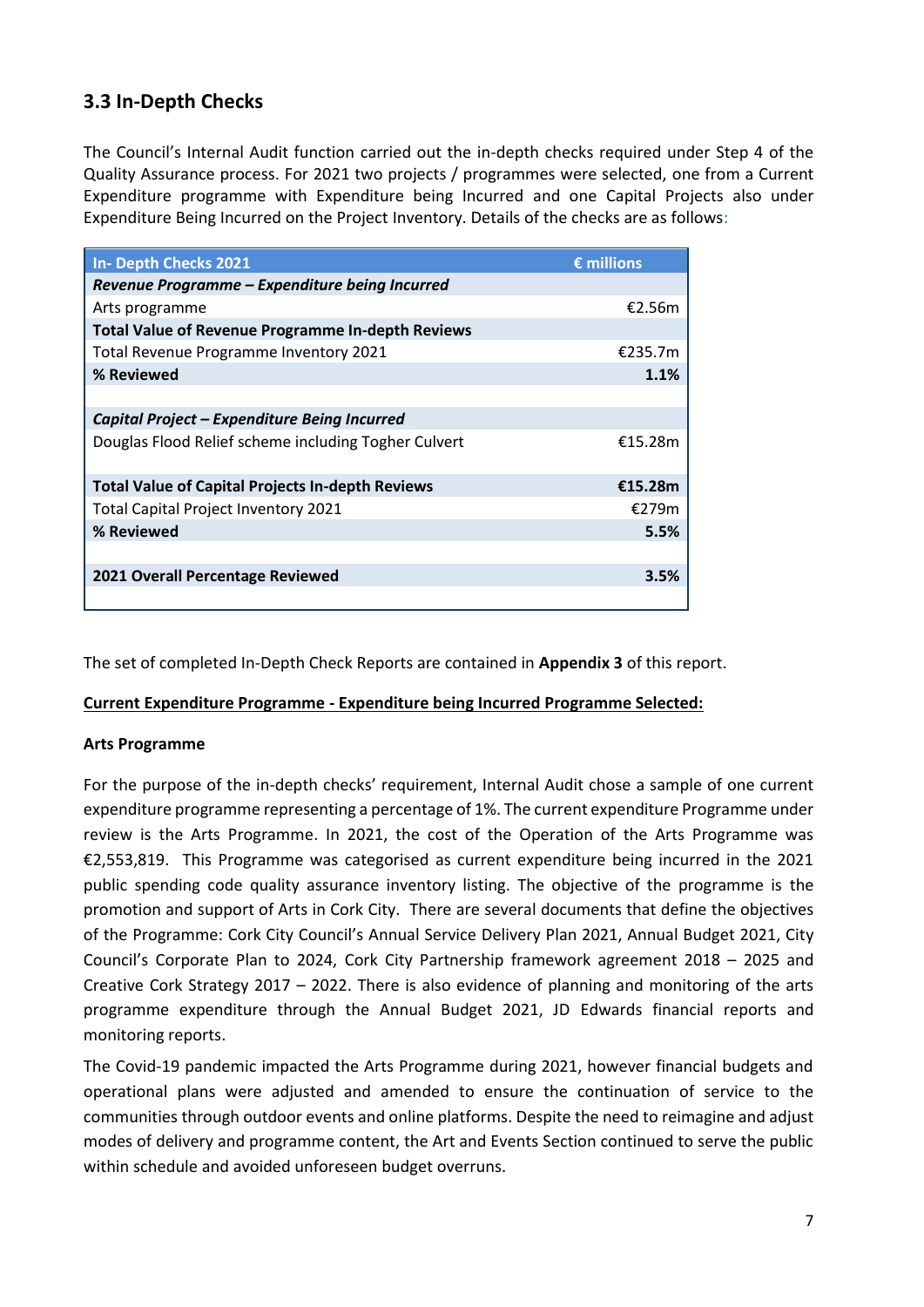## 3.3 In-Depth Checks

The Council's Internal Audit function carried out the in-depth checks required under Step 4 of the Quality Assurance process. For 2021 two projects / programmes were selected, one from a Current Expenditure programme with Expenditure being Incurred and one Capital Projects also under Expenditure Being Incurred on the Project Inventory. Details of the checks are as follows:

| In- Depth Checks 2021 | € millions |
|---|---|
| ***Revenue Programme – Expenditure being Incurred*** | |
| Arts programme | €2.56m |
| **Total Value of Revenue Programme In-depth Reviews** | |
| Total Revenue Programme Inventory 2021 | €235.7m |
| **% Reviewed** | **1.1%** |
| | |
| ***Capital Project – Expenditure Being Incurred*** | |
| Douglas Flood Relief scheme including Togher Culvert | €15.28m |
| | |
| **Total Value of Capital Projects In-depth Reviews** | **€15.28m** |
| Total Capital Project Inventory 2021 | €279m |
| **% Reviewed** | **5.5%** |
| | |
| **2021 Overall Percentage Reviewed** | **3.5%** |

The set of completed In-Depth Check Reports are contained in **Appendix 3** of this report.

**<u>Current Expenditure Programme - Expenditure being Incurred Programme Selected:</u>**

**Arts Programme**

For the purpose of the in-depth checks' requirement, Internal Audit chose a sample of one current expenditure programme representing a percentage of 1%. The current expenditure Programme under review is the Arts Programme. In 2021, the cost of the Operation of the Arts Programme was €2,553,819. This Programme was categorised as current expenditure being incurred in the 2021 public spending code quality assurance inventory listing. The objective of the programme is the promotion and support of Arts in Cork City. There are several documents that define the objectives of the Programme: Cork City Council's Annual Service Delivery Plan 2021, Annual Budget 2021, City Council's Corporate Plan to 2024, Cork City Partnership framework agreement 2018 – 2025 and Creative Cork Strategy 2017 – 2022. There is also evidence of planning and monitoring of the arts programme expenditure through the Annual Budget 2021, JD Edwards financial reports and monitoring reports.

The Covid-19 pandemic impacted the Arts Programme during 2021, however financial budgets and operational plans were adjusted and amended to ensure the continuation of service to the communities through outdoor events and online platforms. Despite the need to reimagine and adjust modes of delivery and programme content, the Art and Events Section continued to serve the public within schedule and avoided unforeseen budget overruns.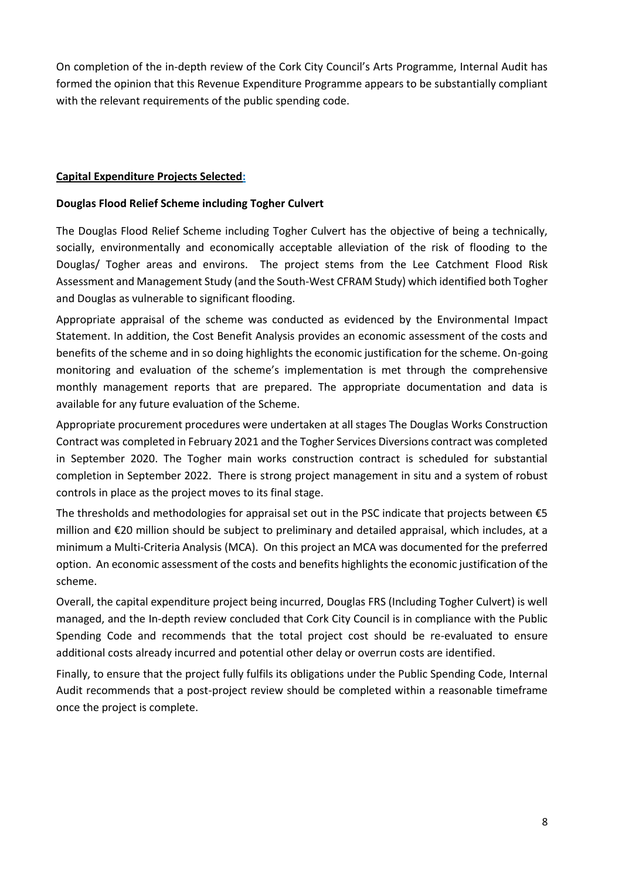On completion of the in-depth review of the Cork City Council's Arts Programme, Internal Audit has formed the opinion that this Revenue Expenditure Programme appears to be substantially compliant with the relevant requirements of the public spending code.

**Capital Expenditure Projects Selected:**

**Douglas Flood Relief Scheme including Togher Culvert**

The Douglas Flood Relief Scheme including Togher Culvert has the objective of being a technically, socially, environmentally and economically acceptable alleviation of the risk of flooding to the Douglas/ Togher areas and environs. The project stems from the Lee Catchment Flood Risk Assessment and Management Study (and the South-West CFRAM Study) which identified both Togher and Douglas as vulnerable to significant flooding.

Appropriate appraisal of the scheme was conducted as evidenced by the Environmental Impact Statement. In addition, the Cost Benefit Analysis provides an economic assessment of the costs and benefits of the scheme and in so doing highlights the economic justification for the scheme. On-going monitoring and evaluation of the scheme's implementation is met through the comprehensive monthly management reports that are prepared. The appropriate documentation and data is available for any future evaluation of the Scheme.

Appropriate procurement procedures were undertaken at all stages The Douglas Works Construction Contract was completed in February 2021 and the Togher Services Diversions contract was completed in September 2020. The Togher main works construction contract is scheduled for substantial completion in September 2022. There is strong project management in situ and a system of robust controls in place as the project moves to its final stage.

The thresholds and methodologies for appraisal set out in the PSC indicate that projects between €5 million and €20 million should be subject to preliminary and detailed appraisal, which includes, at a minimum a Multi-Criteria Analysis (MCA). On this project an MCA was documented for the preferred option. An economic assessment of the costs and benefits highlights the economic justification of the scheme.

Overall, the capital expenditure project being incurred, Douglas FRS (Including Togher Culvert) is well managed, and the In-depth review concluded that Cork City Council is in compliance with the Public Spending Code and recommends that the total project cost should be re-evaluated to ensure additional costs already incurred and potential other delay or overrun costs are identified.

Finally, to ensure that the project fully fulfils its obligations under the Public Spending Code, Internal Audit recommends that a post-project review should be completed within a reasonable timeframe once the project is complete.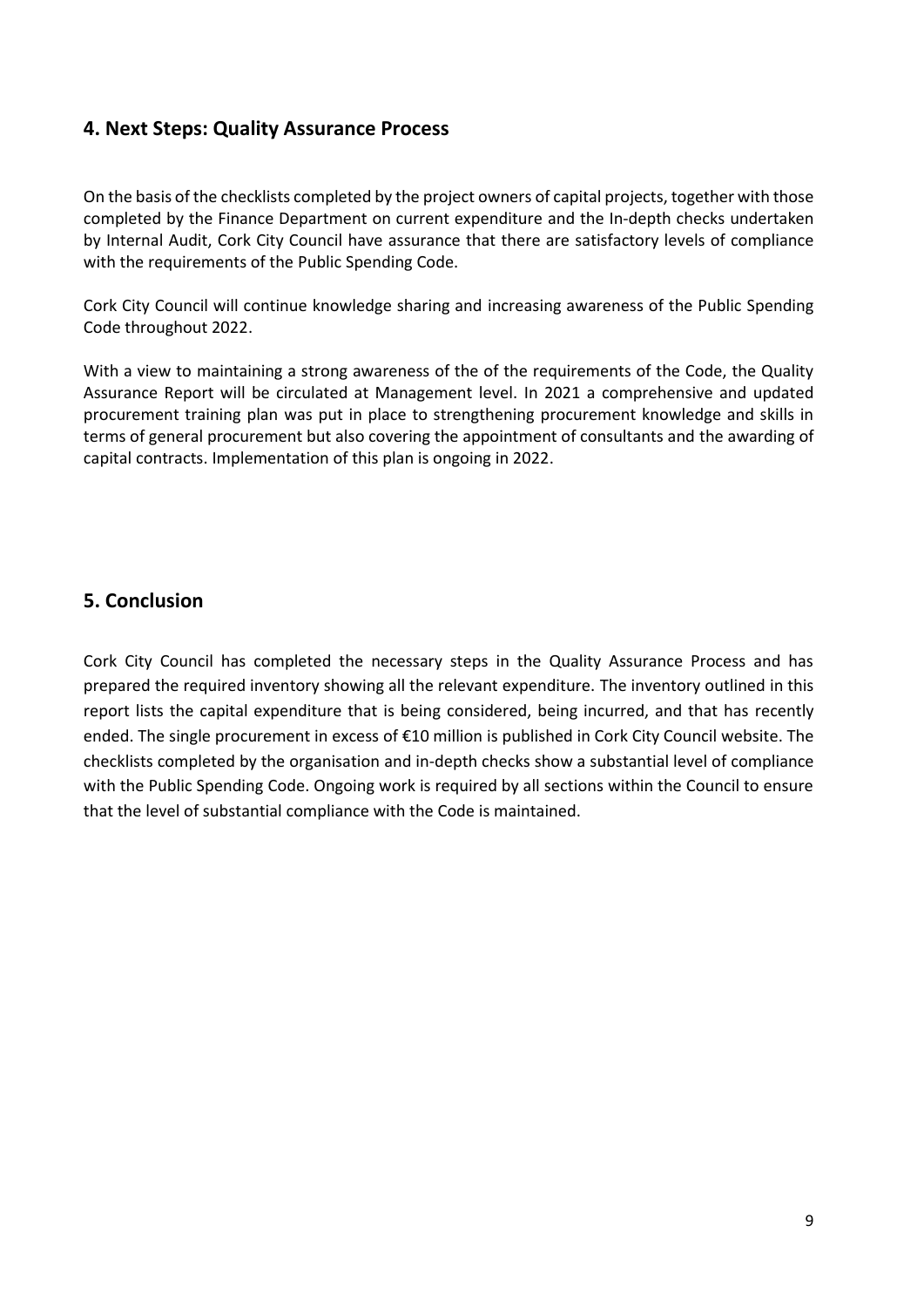## 4. Next Steps: Quality Assurance Process

On the basis of the checklists completed by the project owners of capital projects, together with those completed by the Finance Department on current expenditure and the In-depth checks undertaken by Internal Audit, Cork City Council have assurance that there are satisfactory levels of compliance with the requirements of the Public Spending Code.

Cork City Council will continue knowledge sharing and increasing awareness of the Public Spending Code throughout 2022.

With a view to maintaining a strong awareness of the of the requirements of the Code, the Quality Assurance Report will be circulated at Management level. In 2021 a comprehensive and updated procurement training plan was put in place to strengthening procurement knowledge and skills in terms of general procurement but also covering the appointment of consultants and the awarding of capital contracts. Implementation of this plan is ongoing in 2022.

## 5. Conclusion

Cork City Council has completed the necessary steps in the Quality Assurance Process and has prepared the required inventory showing all the relevant expenditure. The inventory outlined in this report lists the capital expenditure that is being considered, being incurred, and that has recently ended. The single procurement in excess of €10 million is published in Cork City Council website. The checklists completed by the organisation and in-depth checks show a substantial level of compliance with the Public Spending Code. Ongoing work is required by all sections within the Council to ensure that the level of substantial compliance with the Code is maintained.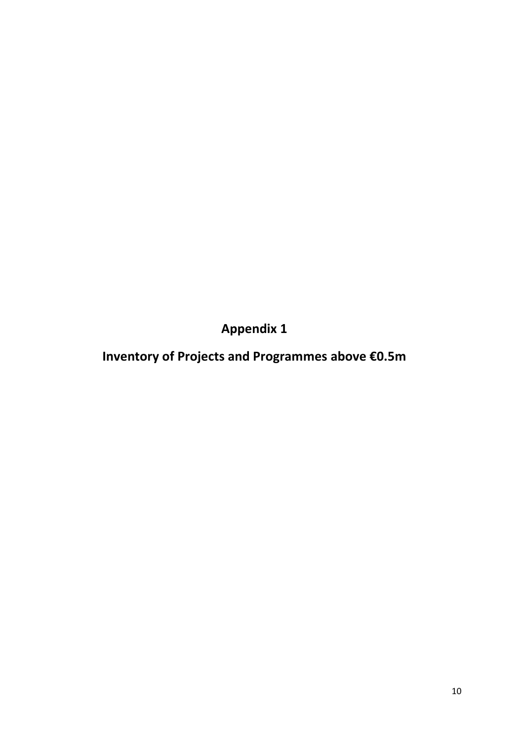# Appendix 1

## Inventory of Projects and Programmes above €0.5m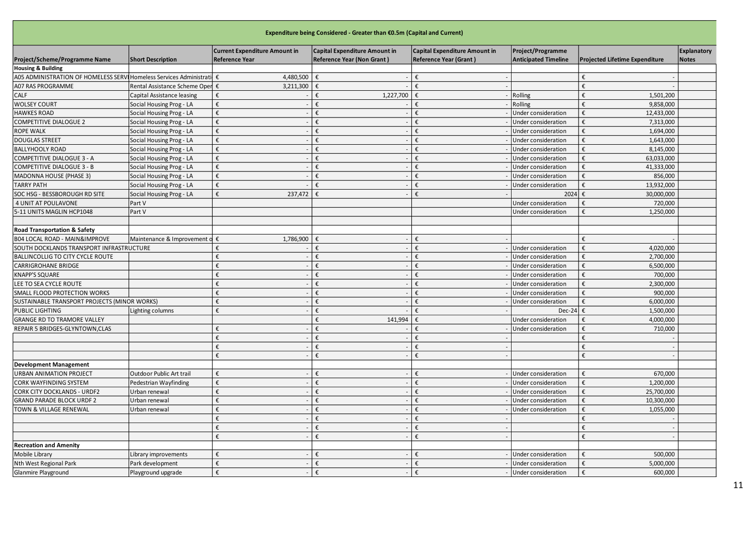| Expenditure being Considered - Greater than €0.5m (Capital and Current) | | | | | | | |
|---|---|---|---|---|---|---|---|
| **Project/Scheme/Programme Name** | **Short Description** | **Current Expenditure Amount in Reference Year** | **Capital Expenditure Amount in Reference Year (Non Grant )** | **Capital Expenditure Amount in Reference Year (Grant )** | **Project/Programme Anticipated Timeline** | **Projected Lifetime Expenditure** | **Explanatory Notes** |
| **Housing & Building** | | | | | | | |
| A05 ADMINISTRATION OF HOMELESS SERVI | Homeless Services Administrati | € 4,480,500 | € - | € - | | € - | |
| A07 RAS PROGRAMME | Rental Assistance Scheme Oper | € 3,211,300 | € - | € - | | € - | |
| CALF | Capital Assistance leasing | € - | € 1,227,700 | € - | Rolling | € 1,501,200 | |
| WOLSEY COURT | Social Housing Prog - LA | € - | € - | € - | Rolling | € 9,858,000 | |
| HAWKES ROAD | Social Housing Prog - LA | € - | € - | € - | Under consideration | € 12,433,000 | |
| COMPETITIVE DIALOGUE 2 | Social Housing Prog - LA | € - | € - | € - | Under consideration | € 7,313,000 | |
| ROPE WALK | Social Housing Prog - LA | € - | € - | € - | Under consideration | € 1,694,000 | |
| DOUGLAS STREET | Social Housing Prog - LA | € - | € - | € - | Under consideration | € 1,643,000 | |
| BALLYHOOLY ROAD | Social Housing Prog - LA | € - | € - | € - | Under consideration | € 8,145,000 | |
| COMPETITIVE DIALOGUE 3 - A | Social Housing Prog - LA | € - | € - | € - | Under consideration | € 63,033,000 | |
| COMPETITIVE DIALOGUE 3 - B | Social Housing Prog - LA | € - | € - | € - | Under consideration | € 41,333,000 | |
| MADONNA HOUSE (PHASE 3) | Social Housing Prog - LA | € - | € - | € - | Under consideration | € 856,000 | |
| TARRY PATH | Social Housing Prog - LA | € - | € - | € - | Under consideration | € 13,932,000 | |
| SOC HSG - BESSBOROUGH RD SITE | Social Housing Prog - LA | € 237,472 | € - | € - | 2024 | € 30,000,000 | |
| 4 UNIT AT POULAVONE | Part V | | | | Under consideration | € 720,000 | |
| 5-11 UNITS MAGLIN HCP1048 | Part V | | | | Under consideration | € 1,250,000 | |
| | | | | | | | |
| **Road Transportation & Safety** | | | | | | | |
| B04 LOCAL ROAD - MAIN&IMPROVE | Maintenance & Improvement o | € 1,786,900 | € - | € - | | € - | |
| SOUTH DOCKLANDS TRANSPORT INFRASTRUCTURE | | € - | € - | € - | Under consideration | € 4,020,000 | |
| BALLINCOLLIG TO CITY CYCLE ROUTE | | € - | € - | € - | Under consideration | € 2,700,000 | |
| CARRIGROHANE BRIDGE | | € - | € - | € - | Under consideration | € 6,500,000 | |
| KNAPP'S SQUARE | | € - | € - | € - | Under consideration | € 700,000 | |
| LEE TO SEA CYCLE ROUTE | | € - | € - | € - | Under consideration | € 2,300,000 | |
| SMALL FLOOD PROTECTION WORKS | | € - | € - | € - | Under consideration | € 900,000 | |
| SUSTAINABLE TRANSPORT PROJECTS (MINOR WORKS) | | € - | € - | € - | Under consideration | € 6,000,000 | |
| PUBLIC LIGHTING | Lighting columns | € - | € - | € - | Dec-24 | € 1,500,000 | |
| GRANGE RD TO TRAMORE VALLEY | | | € 141,994 | € - | Under consideration | € 4,000,000 | |
| REPAIR 5 BRIDGES-GLYNTOWN,CLAS | | € - | € - | € - | Under consideration | € 710,000 | |
| | | € - | € - | € - | | € - | |
| | | € - | € - | € - | | € - | |
| | | € - | € - | € - | | € - | |
| **Development Management** | | | | | | | |
| URBAN ANIMATION PROJECT | Outdoor Public Art trail | € - | € - | € - | Under consideration | € 670,000 | |
| CORK WAYFINDING SYSTEM | Pedestrian Wayfinding | € - | € - | € - | Under consideration | € 1,200,000 | |
| CORK CITY DOCKLANDS - URDF2 | Urban renewal | € - | € - | € - | Under consideration | € 25,700,000 | |
| GRAND PARADE BLOCK URDF 2 | Urban renewal | € - | € - | € - | Under consideration | € 10,300,000 | |
| TOWN & VILLAGE RENEWAL | Urban renewal | € - | € - | € - | Under consideration | € 1,055,000 | |
| | | € - | € - | € - | | € - | |
| | | € - | € - | € - | | € - | |
| | | € - | € - | € - | | € - | |
| **Recreation and Amenity** | | | | | | | |
| Mobile Library | Library improvements | € - | € - | € - | Under consideration | € 500,000 | |
| Nth West Regional Park | Park development | € - | € - | € - | Under consideration | € 5,000,000 | |
| Glanmire Playground | Playground upgrade | € - | € - | € - | Under consideration | € 600,000 | |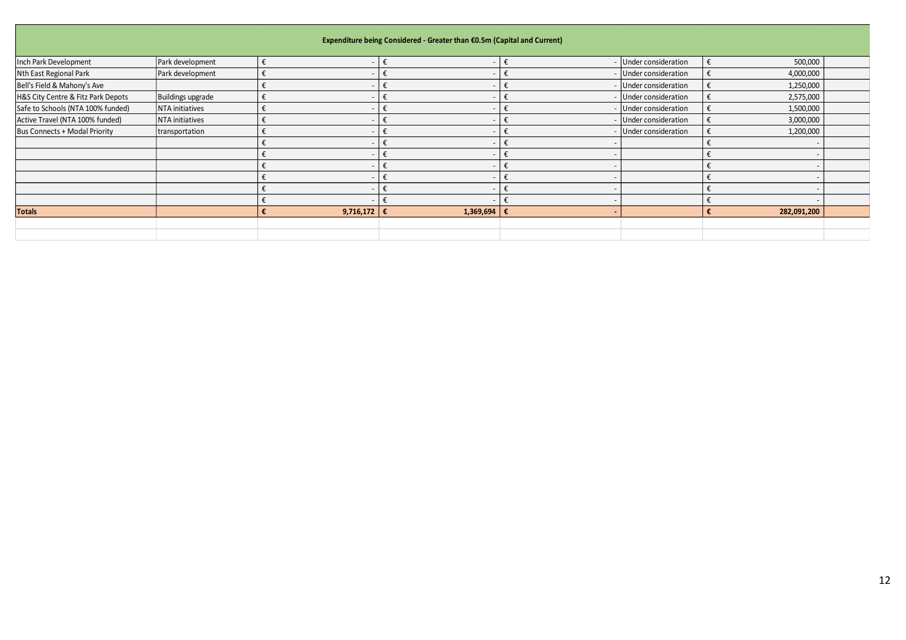| Expenditure being Considered - Greater than €0.5m (Capital and Current) | | | | | | | |
|---|---|---|---|---|---|---|---|
| Inch Park Development | Park development | € - | € - | € - | Under consideration | € 500,000 | |
| Nth East Regional Park | Park development | € - | € - | € - | Under consideration | € 4,000,000 | |
| Bell's Field & Mahony's Ave | | € - | € - | € - | Under consideration | € 1,250,000 | |
| H&S City Centre & Fitz Park Depots | Buildings upgrade | € - | € - | € - | Under consideration | € 2,575,000 | |
| Safe to Schools (NTA 100% funded) | NTA initiatives | € - | € - | € - | Under consideration | € 1,500,000 | |
| Active Travel (NTA 100% funded) | NTA initiatives | € - | € - | € - | Under consideration | € 3,000,000 | |
| Bus Connects + Modal Priority | transportation | € - | € - | € - | Under consideration | € 1,200,000 | |
| | | € - | € - | € - | | € - | |
| | | € - | € - | € - | | € - | |
| | | € - | € - | € - | | € - | |
| | | € - | € - | € - | | € - | |
| | | € - | € - | € - | | € - | |
| | | € - | € - | € - | | € - | |
| **Totals** | | **€ 9,716,172** | **€ 1,369,694** | **€ -** | | **€ 282,091,200** | |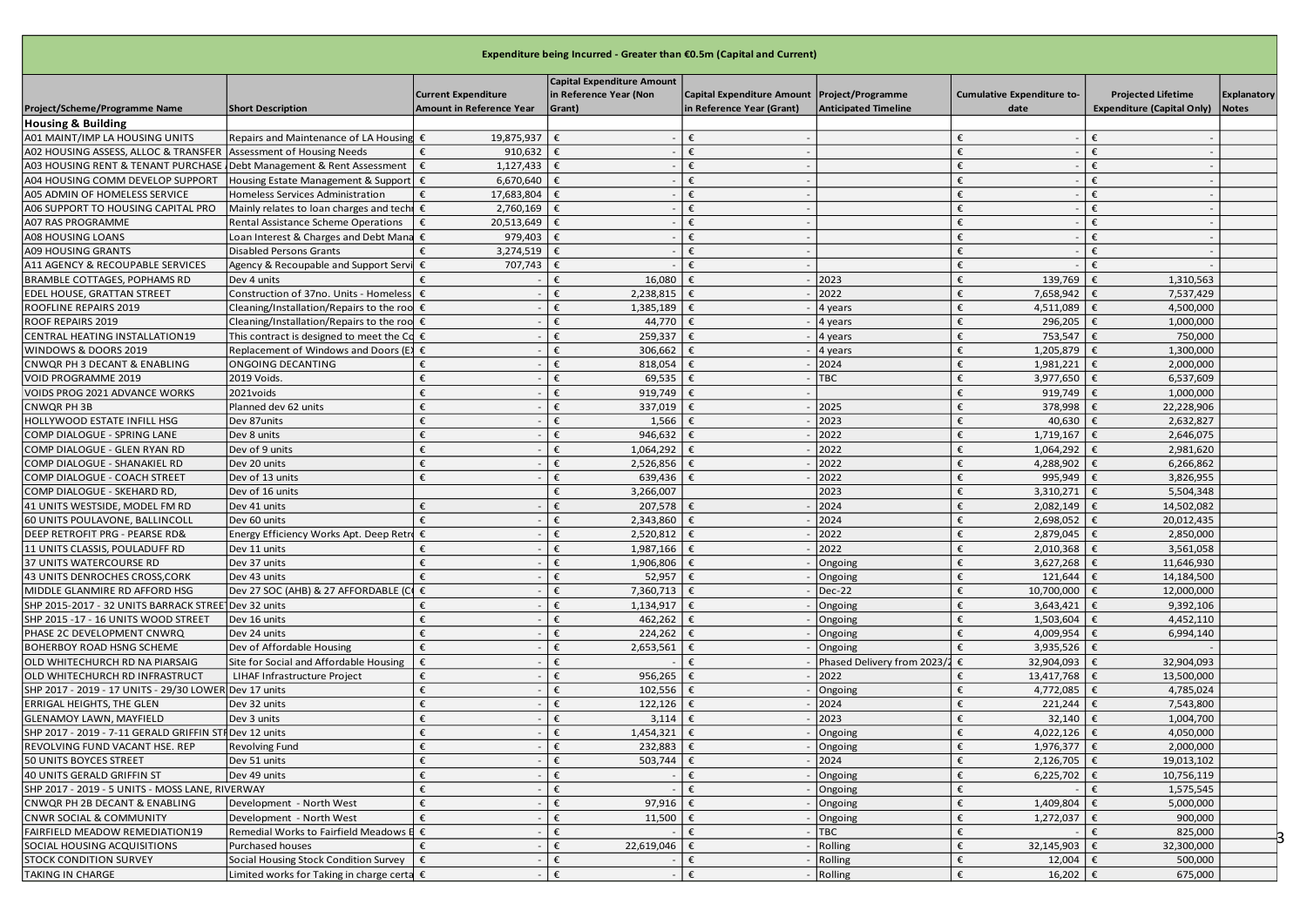| Expenditure being Incurred - Greater than €0.5m (Capital and Current) | | | | | | | | |
|---|---|---|---|---|---|---|---|---|
| **Project/Scheme/Programme Name** | **Short Description** | **Current Expenditure Amount in Reference Year** | **Capital Expenditure Amount in Reference Year (Non Grant)** | **Capital Expenditure Amount in Reference Year (Grant)** | **Project/Programme Anticipated Timeline** | **Cumulative Expenditure to-date** | **Projected Lifetime Expenditure (Capital Only)** | **Explanatory Notes** |
| **Housing & Building** | | | | | | | | |
| A01 MAINT/IMP LA HOUSING UNITS | Repairs and Maintenance of LA Housing | € 19,875,937 | € - | € - | | € - | € - | |
| A02 HOUSING ASSESS, ALLOC & TRANSFER | Assessment of Housing Needs | € 910,632 | € - | € - | | € - | € - | |
| A03 HOUSING RENT & TENANT PURCHASE | Debt Management & Rent Assessment | € 1,127,433 | € - | € - | | € - | € - | |
| A04 HOUSING COMM DEVELOP SUPPORT | Housing Estate Management & Support | € 6,670,640 | € - | € - | | € - | € - | |
| A05 ADMIN OF HOMELESS SERVICE | Homeless Services Administration | € 17,683,804 | € - | € - | | € - | € - | |
| A06 SUPPORT TO HOUSING CAPITAL PRO | Mainly relates to loan charges and techn | € 2,760,169 | € - | € - | | € - | € - | |
| A07 RAS PROGRAMME | Rental Assistance Scheme Operations | € 20,513,649 | € - | € - | | € - | € - | |
| A08 HOUSING LOANS | Loan Interest & Charges and Debt Mana | € 979,403 | € - | € - | | € - | € - | |
| A09 HOUSING GRANTS | Disabled Persons Grants | € 3,274,519 | € - | € - | | € - | € - | |
| A11 AGENCY & RECOUPABLE SERVICES | Agency & Recoupable and Support Servi | € 707,743 | € - | € - | | € - | € - | |
| BRAMBLE COTTAGES, POPHAMS RD | Dev 4 units | € - | € 16,080 | € - | 2023 | € 139,769 | € 1,310,563 | |
| EDEL HOUSE, GRATTAN STREET | Construction of 37no. Units - Homeless | € - | € 2,238,815 | € - | 2022 | € 7,658,942 | € 7,537,429 | |
| ROOFLINE REPAIRS 2019 | Cleaning/Installation/Repairs to the roo | € - | € 1,385,189 | € - | 4 years | € 4,511,089 | € 4,500,000 | |
| ROOF REPAIRS 2019 | Cleaning/Installation/Repairs to the roo | € - | € 44,770 | € - | 4 years | € 296,205 | € 1,000,000 | |
| CENTRAL HEATING INSTALLATION19 | This contract is designed to meet the Co | € - | € 259,337 | € - | 4 years | € 753,547 | € 750,000 | |
| WINDOWS & DOORS 2019 | Replacement of Windows and Doors (E) | € - | € 306,662 | € - | 4 years | € 1,205,879 | € 1,300,000 | |
| CNWQR PH 3 DECANT & ENABLING | ONGOING DECANTING | € - | € 818,054 | € - | 2024 | € 1,981,221 | € 2,000,000 | |
| VOID PROGRAMME 2019 | 2019 Voids. | € - | € 69,535 | € - | TBC | € 3,977,650 | € 6,537,609 | |
| VOIDS PROG 2021 ADVANCE WORKS | 2021voids | € - | € 919,749 | € - | | € 919,749 | € 1,000,000 | |
| CNWQR PH 3B | Planned dev 62 units | € - | € 337,019 | € - | 2025 | € 378,998 | € 22,228,906 | |
| HOLLYWOOD ESTATE INFILL HSG | Dev 87units | € - | € 1,566 | € - | 2023 | € 40,630 | € 2,632,827 | |
| COMP DIALOGUE - SPRING LANE | Dev 8 units | € - | € 946,632 | € - | 2022 | € 1,719,167 | € 2,646,075 | |
| COMP DIALOGUE - GLEN RYAN RD | Dev of 9 units | € - | € 1,064,292 | € - | 2022 | € 1,064,292 | € 2,981,620 | |
| COMP DIALOGUE - SHANAKIEL RD | Dev 20 units | € - | € 2,526,856 | € - | 2022 | € 4,288,902 | € 6,266,862 | |
| COMP DIALOGUE - COACH STREET | Dev of 13 units | € - | € 639,436 | € - | 2022 | € 995,949 | € 3,826,955 | |
| COMP DIALOGUE - SKEHARD RD, | Dev of 16 units | | € 3,266,007 | | 2023 | € 3,310,271 | € 5,504,348 | |
| 41 UNITS WESTSIDE, MODEL FM RD | Dev 41 units | € - | € 207,578 | € - | 2024 | € 2,082,149 | € 14,502,082 | |
| 60 UNITS POULAVONE, BALLINCOLL | Dev 60 units | € - | € 2,343,860 | € - | 2024 | € 2,698,052 | € 20,012,435 | |
| DEEP RETROFIT PRG - PEARSE RD& | Energy Efficiency Works Apt. Deep Retro | € - | € 2,520,812 | € - | 2022 | € 2,879,045 | € 2,850,000 | |
| 11 UNITS CLASSIS, POULADUFF RD | Dev 11 units | € - | € 1,987,166 | € - | 2022 | € 2,010,368 | € 3,561,058 | |
| 37 UNITS WATERCOURSE RD | Dev 37 units | € - | € 1,906,806 | € - | Ongoing | € 3,627,268 | € 11,646,930 | |
| 43 UNITS DENROCHES CROSS,CORK | Dev 43 units | € - | € 52,957 | € - | Ongoing | € 121,644 | € 14,184,500 | |
| MIDDLE GLANMIRE RD AFFORD HSG | Dev 27 SOC (AHB) & 27 AFFORDABLE (C | € - | € 7,360,713 | € - | Dec-22 | € 10,700,000 | € 12,000,000 | |
| SHP 2015-2017 - 32 UNITS BARRACK STREET | Dev 32 units | € - | € 1,134,917 | € - | Ongoing | € 3,643,421 | € 9,392,106 | |
| SHP 2015 -17 - 16 UNITS WOOD STREET | Dev 16 units | € - | € 462,262 | € - | Ongoing | € 1,503,604 | € 4,452,110 | |
| PHASE 2C DEVELOPMENT CNWRQ | Dev 24 units | € - | € 224,262 | € - | Ongoing | € 4,009,954 | € 6,994,140 | |
| BOHERBOY ROAD HSNG SCHEME | Dev of Affordable Housing | € - | € 2,653,561 | € - | Ongoing | € 3,935,526 | € - | |
| OLD WHITECHURCH RD NA PIARSAIG | Site for Social and Affordable Housing | € - | € - | € - | Phased Delivery from 2023/2 | € 32,904,093 | € 32,904,093 | |
| OLD WHITECHURCH RD INFRASTRUCT | LIHAF Infrastructure Project | € - | € 956,265 | € - | 2022 | € 13,417,768 | € 13,500,000 | |
| SHP 2017 - 2019 - 17 UNITS - 29/30 LOWER | Dev 17 units | € - | € 102,556 | € - | Ongoing | € 4,772,085 | € 4,785,024 | |
| ERRIGAL HEIGHTS, THE GLEN | Dev 32 units | € - | € 122,126 | € - | 2024 | € 221,244 | € 7,543,800 | |
| GLENAMOY LAWN, MAYFIELD | Dev 3 units | € - | € 3,114 | € - | 2023 | € 32,140 | € 1,004,700 | |
| SHP 2017 - 2019 - 7-11 GERALD GRIFFIN ST | Dev 12 units | € - | € 1,454,321 | € - | Ongoing | € 4,022,126 | € 4,050,000 | |
| REVOLVING FUND VACANT HSE. REP | Revolving Fund | € - | € 232,883 | € - | Ongoing | € 1,976,377 | € 2,000,000 | |
| 50 UNITS BOYCES STREET | Dev 51 units | € - | € 503,744 | € - | 2024 | € 2,126,705 | € 19,013,102 | |
| 40 UNITS GERALD GRIFFIN ST | Dev 49 units | € - | € - | € - | Ongoing | € 6,225,702 | € 10,756,119 | |
| SHP 2017 - 2019 - 5 UNITS - MOSS LANE, RIVERWAY | | € - | € - | € - | Ongoing | € - | € 1,575,545 | |
| CNWQR PH 2B DECANT & ENABLING | Development - North West | € - | € 97,916 | € - | Ongoing | € 1,409,804 | € 5,000,000 | |
| CNWR SOCIAL & COMMUNITY | Development - North West | € - | € 11,500 | € - | Ongoing | € 1,272,037 | € 900,000 | |
| FAIRFIELD MEADOW REMEDIATION19 | Remedial Works to Fairfield Meadows E | € - | € - | € - | TBC | € - | € 825,000 | |
| SOCIAL HOUSING ACQUISITIONS | Purchased houses | € - | € 22,619,046 | € - | Rolling | € 32,145,903 | € 32,300,000 | |
| STOCK CONDITION SURVEY | Social Housing Stock Condition Survey | € - | € - | € - | Rolling | € 12,004 | € 500,000 | |
| TAKING IN CHARGE | Limited works for Taking in charge certa | € - | € - | € - | Rolling | € 16,202 | € 675,000 | |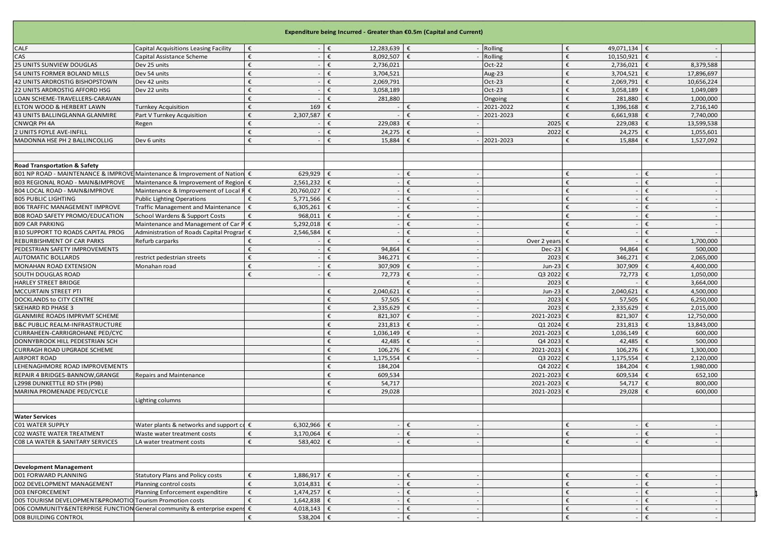| Expenditure being Incurred - Greater than €0.5m (Capital and Current) | | | | | | | | |
|---|---|---|---|---|---|---|---|---|
| CALF | Capital Acquisitions Leasing Facility | € - | € 12,283,639 | € - | Rolling | € 49,071,134 | € - | |
| CAS | Capital Assistance Scheme | € - | € 8,092,507 | € - | Rolling | € 10,150,921 | € - | |
| 25 UNITS SUNVIEW DOUGLAS | Dev 25 units | € - | € 2,736,021 | | Oct-22 | € 2,736,021 | € 8,379,588 | |
| 54 UNITS FORMER BOLAND MILLS | Dev 54 units | € - | € 3,704,521 | | Aug-23 | € 3,704,521 | € 17,896,697 | |
| 42 UNITS ARDROSTIG BISHOPSTOWN | Dev 42 units | € - | € 2,069,791 | | Oct-23 | € 2,069,791 | € 10,656,224 | |
| 22 UNITS ARDROSTIG AFFORD HSG | Dev 22 units | € - | € 3,058,189 | | Oct-23 | € 3,058,189 | € 1,049,089 | |
| LOAN SCHEME-TRAVELLERS-CARAVAN | | € - | € 281,880 | | Ongoing | € 281,880 | € 1,000,000 | |
| ELTON WOOD & HERBERT LAWN | Turnkey Acquisition | € 169 | € - | € - | 2021-2022 | € 1,396,168 | € 2,716,140 | |
| 43 UNITS BALLINGLANNA GLANMIRE | Part V Turnkey Acquisition | € 2,307,587 | € - | € - | 2021-2023 | € 6,661,938 | € 7,740,000 | |
| CNWQR PH 4A | Regen | € - | € 229,083 | € - | 2025 | € 229,083 | € 13,599,538 | |
| 2 UNITS FOYLE AVE-INFILL | | € - | € 24,275 | € - | 2022 | € 24,275 | € 1,055,601 | |
| MADONNA HSE PH 2 BALLINCOLLIG | Dev 6 units | € - | € 15,884 | € - | 2021-2023 | € 15,884 | € 1,527,092 | |
| | | | | | | | | |
| | | | | | | | | |
| **Road Transportation & Safety** | | | | | | | | |
| B01 NP ROAD - MAINTENANCE & IMPROVE | Maintenance & Improvement of Nation | € 629,929 | € - | € - | | € - | € - | |
| B03 REGIONAL ROAD - MAIN&IMPROVE | Maintenance & Improvement of Region | € 2,561,232 | € - | € - | | € - | € - | |
| B04 LOCAL ROAD - MAIN&IMPROVE | Maintenance & Improvement of Local R | € 20,760,027 | € - | € - | | € - | € - | |
| B05 PUBLIC LIGHTING | Public Lighting Operations | € 5,771,566 | € - | € - | | € - | € - | |
| B06 TRAFFIC MANAGEMENT IMPROVE | Traffic Management and Maintenance | € 6,305,261 | € - | € - | | € - | € - | |
| B08 ROAD SAFETY PROMO/EDUCATION | School Wardens & Support Costs | € 968,011 | € - | € - | | € - | € - | |
| B09 CAR PARKING | Maintenance and Management of Car P | € 5,292,018 | € - | € - | | € - | € - | |
| B10 SUPPORT TO ROADS CAPITAL PROG | Administration of Roads Capital Progran | € 2,546,584 | € - | € - | | € - | € - | |
| REFURBISHMENT OF CAR PARKS | Refurb carparks | € - | € - | € - | Over 2 years | € - | € 1,700,000 | |
| PEDESTRIAN SAFETY IMPROVEMENTS | | € - | € 94,864 | € - | Dec-23 | € 94,864 | € 500,000 | |
| AUTOMATIC BOLLARDS | restrict pedestrian streets | € - | € 346,271 | € - | 2023 | € 346,271 | € 2,065,000 | |
| MONAHAN ROAD EXTENSION | Monahan road | € - | € 307,909 | € - | Jun-23 | € 307,909 | € 4,400,000 | |
| SOUTH DOUGLAS ROAD | | € - | € 72,773 | € - | Q3 2022 | € 72,773 | € 1,050,000 | |
| HARLEY STREET BRIDGE | | | | € - | 2023 | € - | € 3,664,000 | |
| MCCURTAIN STREET PTI | | | € 2,040,621 | € - | Jun-23 | € 2,040,621 | € 4,500,000 | |
| DOCKLANDS to CITY CENTRE | | | € 57,505 | € - | 2023 | € 57,505 | € 6,250,000 | |
| SKEHARD RD PHASE 3 | | | € 2,335,629 | € - | 2023 | € 2,335,629 | € 2,015,000 | |
| GLANMIRE ROADS IMPRVMT SCHEME | | | € 821,307 | € - | 2021-2023 | € 821,307 | € 12,750,000 | |
| B&C PUBLIC REALM-INFRASTRUCTURE | | | € 231,813 | € - | Q1 2024 | € 231,813 | € 13,843,000 | |
| CURRAHEEN-CARRIGROHANE PED/CYC | | | € 1,036,149 | € - | 2021-2023 | € 1,036,149 | € 600,000 | |
| DONNYBROOK HILL PEDESTRIAN SCH | | | € 42,485 | € - | Q4 2023 | € 42,485 | € 500,000 | |
| CURRAGH ROAD UPGRADE SCHEME | | | € 106,276 | € - | 2021-2023 | € 106,276 | € 1,300,000 | |
| AIRPORT ROAD | | | € 1,175,554 | € - | Q3 2022 | € 1,175,554 | € 2,120,000 | |
| LEHENAGHMORE ROAD IMPROVEMENTS | | | € 184,204 | | Q4 2022 | € 184,204 | € 1,980,000 | |
| REPAIR 4 BRIDGES-BANNOW,GRANGE | Repairs and Maintenance | | € 609,534 | | 2021-2023 | € 609,534 | € 652,100 | |
| L2998 DUNKETTLE RD STH (P9B) | | | € 54,717 | | 2021-2023 | € 54,717 | € 800,000 | |
| MARINA PROMENADE PED/CYCLE | | | € 29,028 | | 2021-2023 | € 29,028 | € 600,000 | |
| | Lighting columns | | | | | | | |
| | | | | | | | | |
| **Water Services** | | | | | | | | |
| C01 WATER SUPPLY | Water plants & networks and support co | € 6,302,966 | € - | € - | | € - | € - | |
| C02 WASTE WATER TREATMENT | Waste water treatment costs | € 3,170,064 | € - | € - | | € - | € - | |
| C08 LA WATER & SANITARY SERVICES | LA water treatment costs | € 583,402 | € - | € - | | € - | € - | |
| | | | | | | | | |
| | | | | | | | | |
| **Development Management** | | | | | | | | |
| D01 FORWARD PLANNING | Statutory Plans and Policy costs | € 1,886,917 | € - | € - | | € - | € - | |
| D02 DEVELOPMENT MANAGEMENT | Planning control costs | € 3,014,831 | € - | € - | | € - | € - | |
| D03 ENFORCEMENT | Planning Enforcement expenditire | € 1,474,257 | € - | € - | | € - | € - | |
| D05 TOURISM DEVELOPMENT&PROMOTIO | Tourism Promotion costs | € 1,642,838 | € - | € - | | € - | € - | |
| D06 COMMUNITY&ENTERPRISE FUNCTION | General community & enterprise expens | € 4,018,143 | € - | € - | | € - | € - | |
| D08 BUILDING CONTROL | | € 538,204 | € - | € - | | € - | € - | |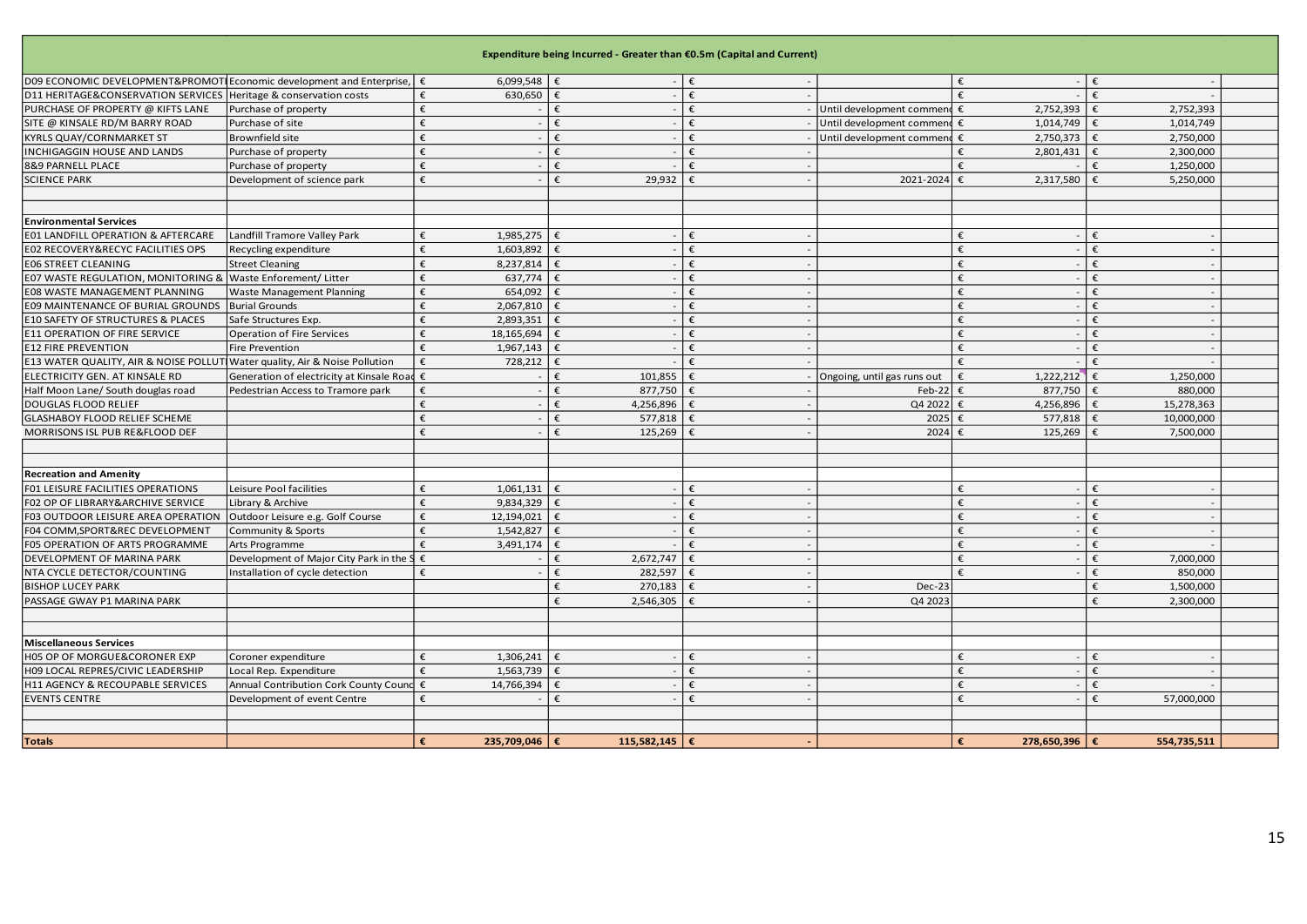| Expenditure being Incurred - Greater than €0.5m (Capital and Current) | | | | | | | | |
|---|---|---|---|---|---|---|---|---|
| D09 ECONOMIC DEVELOPMENT&PROMOTI | Economic development and Enterprise, | € 6,099,548 | € - | € - | | € - | € - | |
| D11 HERITAGE&CONSERVATION SERVICES | Heritage & conservation costs | € 630,650 | € - | € - | | € - | € - | |
| PURCHASE OF PROPERTY @ KIFTS LANE | Purchase of property | € - | € - | € - | Until development commen | € 2,752,393 | € 2,752,393 | |
| SITE @ KINSALE RD/M BARRY ROAD | Purchase of site | € - | € - | € - | Until development commen | € 1,014,749 | € 1,014,749 | |
| KYRLS QUAY/CORNMARKET ST | Brownfield site | € - | € - | € - | Until development commen | € 2,750,373 | € 2,750,000 | |
| INCHIGAGGIN HOUSE AND LANDS | Purchase of property | € - | € - | € - | | € 2,801,431 | € 2,300,000 | |
| 8&9 PARNELL PLACE | Purchase of property | € - | € - | € - | | € - | € 1,250,000 | |
| SCIENCE PARK | Development of science park | € - | € 29,932 | € - | 2021-2024 | € 2,317,580 | € 5,250,000 | |
| | | | | | | | | |
| | | | | | | | | |
| **Environmental Services** | | | | | | | | |
| E01 LANDFILL OPERATION & AFTERCARE | Landfill Tramore Valley Park | € 1,985,275 | € - | € - | | € - | € - | |
| E02 RECOVERY&RECYC FACILITIES OPS | Recycling expenditure | € 1,603,892 | € - | € - | | € - | € - | |
| E06 STREET CLEANING | Street Cleaning | € 8,237,814 | € - | € - | | € - | € - | |
| E07 WASTE REGULATION, MONITORING & | Waste Enforement/ Litter | € 637,774 | € - | € - | | € - | € - | |
| E08 WASTE MANAGEMENT PLANNING | Waste Management Planning | € 654,092 | € - | € - | | € - | € - | |
| E09 MAINTENANCE OF BURIAL GROUNDS | Burial Grounds | € 2,067,810 | € - | € - | | € - | € - | |
| E10 SAFETY OF STRUCTURES & PLACES | Safe Structures Exp. | € 2,893,351 | € - | € - | | € - | € - | |
| E11 OPERATION OF FIRE SERVICE | Operation of Fire Services | € 18,165,694 | € - | € - | | € - | € - | |
| E12 FIRE PREVENTION | Fire Prevention | € 1,967,143 | € - | € - | | € - | € - | |
| E13 WATER QUALITY, AIR & NOISE POLLUT | Water quality, Air & Noise Pollution | € 728,212 | € - | € - | | € - | € - | |
| ELECTRICITY GEN. AT KINSALE RD | Generation of electricity at Kinsale Road | € - | € 101,855 | € - | Ongoing, until gas runs out | € 1,222,212 | € 1,250,000 | |
| Half Moon Lane/ South douglas road | Pedestrian Access to Tramore park | € - | € 877,750 | € - | Feb-22 | € 877,750 | € 880,000 | |
| DOUGLAS FLOOD RELIEF | | € - | € 4,256,896 | € - | Q4 2022 | € 4,256,896 | € 15,278,363 | |
| GLASHABOY FLOOD RELIEF SCHEME | | € - | € 577,818 | € - | 2025 | € 577,818 | € 10,000,000 | |
| MORRISONS ISL PUB RE&FLOOD DEF | | € - | € 125,269 | € - | 2024 | € 125,269 | € 7,500,000 | |
| | | | | | | | | |
| | | | | | | | | |
| **Recreation and Amenity** | | | | | | | | |
| F01 LEISURE FACILITIES OPERATIONS | Leisure Pool facilities | € 1,061,131 | € - | € - | | € - | € - | |
| F02 OP OF LIBRARY&ARCHIVE SERVICE | Library & Archive | € 9,834,329 | € - | € - | | € - | € - | |
| F03 OUTDOOR LEISURE AREA OPERATION | Outdoor Leisure e.g. Golf Course | € 12,194,021 | € - | € - | | € - | € - | |
| F04 COMM,SPORT&REC DEVELOPMENT | Community & Sports | € 1,542,827 | € - | € - | | € - | € - | |
| F05 OPERATION OF ARTS PROGRAMME | Arts Programme | € 3,491,174 | € - | € - | | € - | € - | |
| DEVELOPMENT OF MARINA PARK | Development of Major City Park in the S | € - | € 2,672,747 | € - | | € - | € 7,000,000 | |
| NTA CYCLE DETECTOR/COUNTING | Installation of cycle detection | € - | € 282,597 | € - | | € - | € 850,000 | |
| BISHOP LUCEY PARK | | | € 270,183 | € - | Dec-23 | | € 1,500,000 | |
| PASSAGE GWAY P1 MARINA PARK | | | € 2,546,305 | € - | Q4 2023 | | € 2,300,000 | |
| | | | | | | | | |
| | | | | | | | | |
| **Miscellaneous Services** | | | | | | | | |
| H05 OP OF MORGUE&CORONER EXP | Coroner expenditure | € 1,306,241 | € - | € - | | € - | € - | |
| H09 LOCAL REPRES/CIVIC LEADERSHIP | Local Rep. Expenditure | € 1,563,739 | € - | € - | | € - | € - | |
| H11 AGENCY & RECOUPABLE SERVICES | Annual Contribution Cork County Counc | € 14,766,394 | € - | € - | | € - | € - | |
| EVENTS CENTRE | Development of event Centre | € - | € - | € - | | € - | € 57,000,000 | |
| | | | | | | | | |
| | | | | | | | | |
| **Totals** | | **€ 235,709,046** | **€ 115,582,145** | **€ -** | | **€ 278,650,396** | **€ 554,735,511** | |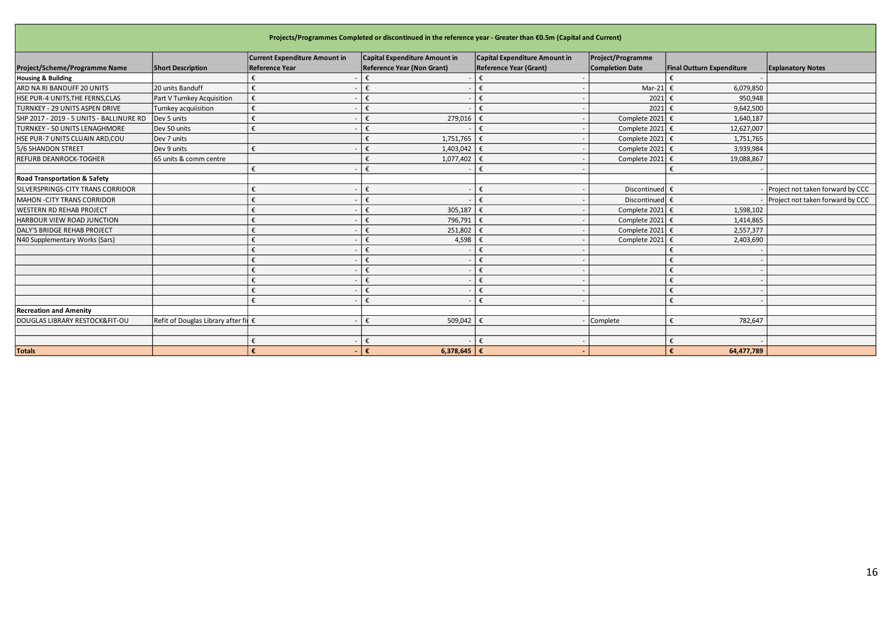| Projects/Programmes Completed or discontinued in the reference year - Greater than €0.5m (Capital and Current) | | | | | | | |
|---|---|---|---|---|---|---|---|
| **Project/Scheme/Programme Name** | **Short Description** | **Current Expenditure Amount in Reference Year** | **Capital Expenditure Amount in Reference Year (Non Grant)** | **Capital Expenditure Amount in Reference Year (Grant)** | **Project/Programme Completion Date** | **Final Outturn Expenditure** | **Explanatory Notes** |
| **Housing & Building** | | € - | € - | € - | | € - | |
| ARD NA RI BANDUFF 20 UNITS | 20 units Banduff | € - | € - | € - | Mar-21 | € 6,079,850 | |
| HSE PUR-4 UNITS,THE FERNS,CLAS | Part V Turnkey Acquisition | € - | € - | € - | 2021 | € 950,948 | |
| TURNKEY - 29 UNITS ASPEN DRIVE | Turnkey acquiisition | € - | € - | € - | 2021 | € 9,642,500 | |
| SHP 2017 - 2019 - 5 UNITS - BALLINURE RD | Dev 5 units | € - | € 279,016 | € - | Complete 2021 | € 1,640,187 | |
| TURNKEY - 50 UNITS LENAGHMORE | Dev 50 units | € - | € - | € - | Complete 2021 | € 12,627,007 | |
| HSE PUR-7 UNITS CLUAIN ARD,COU | Dev 7 units | | € 1,751,765 | € - | Complete 2021 | € 1,751,765 | |
| 5/6 SHANDON STREET | Dev 9 units | € - | € 1,403,042 | € - | Complete 2021 | € 3,939,984 | |
| REFURB DEANROCK-TOGHER | 65 units & comm centre | | € 1,077,402 | € - | Complete 2021 | € 19,088,867 | |
| | | € - | € - | € - | | € - | |
| **Road Transportation & Safety** | | | | | | | |
| SILVERSPRINGS-CITY TRANS CORRIDOR | | € - | € - | € - | Discontinued | € - | Project not taken forward by CCC |
| MAHON -CITY TRANS CORRIDOR | | € - | € - | € - | Discontinued | € - | Project not taken forward by CCC |
| WESTERN RD REHAB PROJECT | | € - | € 305,187 | € - | Complete 2021 | € 1,598,102 | |
| HARBOUR VIEW ROAD JUNCTION | | € - | € 796,791 | € - | Complete 2021 | € 1,414,865 | |
| DALY'S BRIDGE REHAB PROJECT | | € - | € 251,802 | € - | Complete 2021 | € 2,557,377 | |
| N40 Supplementary Works (Sars) | | € - | € 4,598 | € - | Complete 2021 | € 2,403,690 | |
| | | € - | € - | € - | | € - | |
| | | € - | € - | € - | | € - | |
| | | € - | € - | € - | | € - | |
| | | € - | € - | € - | | € - | |
| | | € - | € - | € - | | € - | |
| | | € - | € - | € - | | € - | |
| **Recreation and Amenity** | | | | | | | |
| DOUGLAS LIBRARY RESTOCK&FIT-OU | Refit of Douglas Library after fi | € - | € 509,042 | € - | Complete | € 782,647 | |
| | | | | | | | |
| | | € - | € - | € - | | € - | |
| **Totals** | | **€ -** | **€ 6,378,645** | **€ -** | | **€ 64,477,789** | |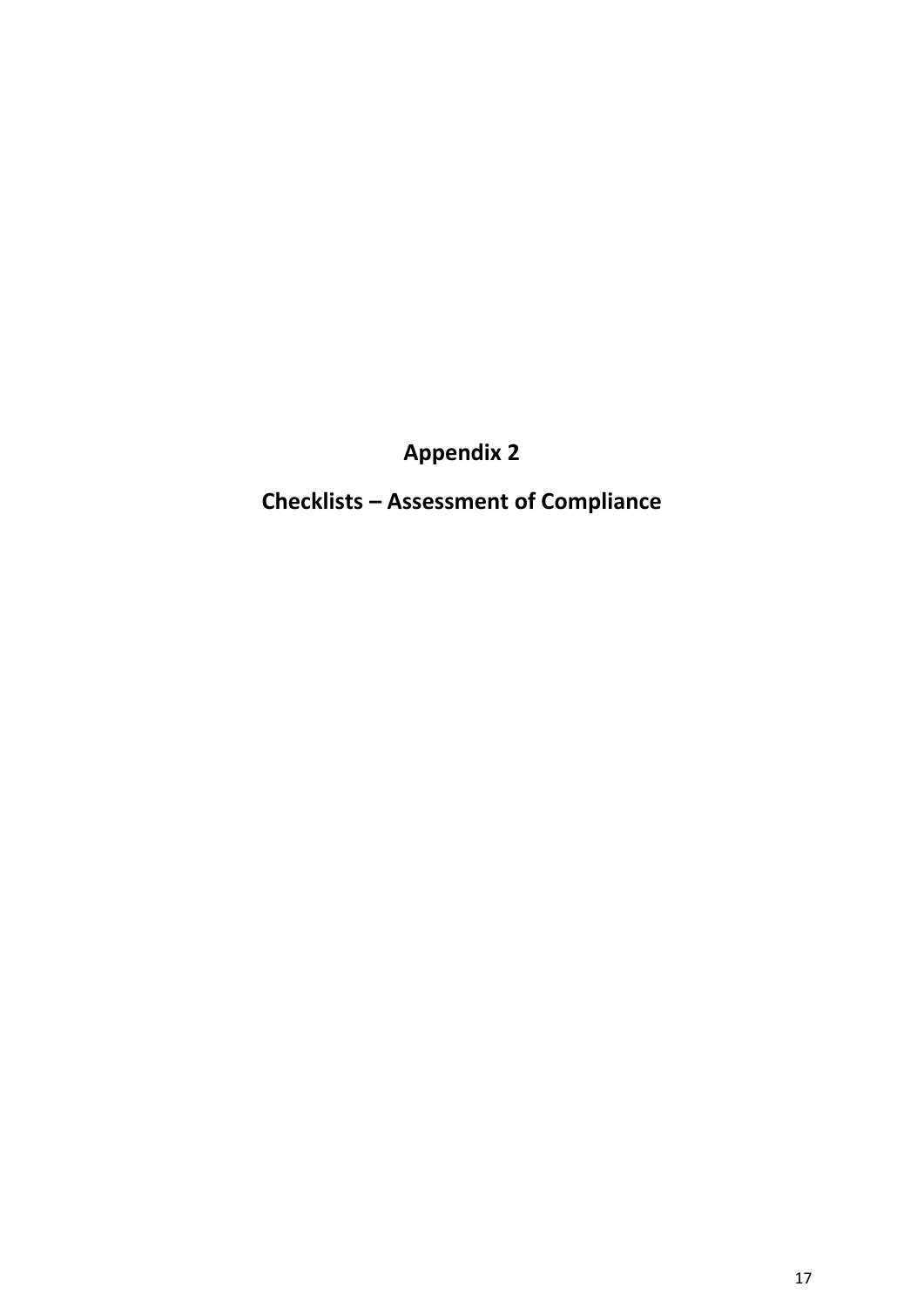# Appendix 2

## Checklists – Assessment of Compliance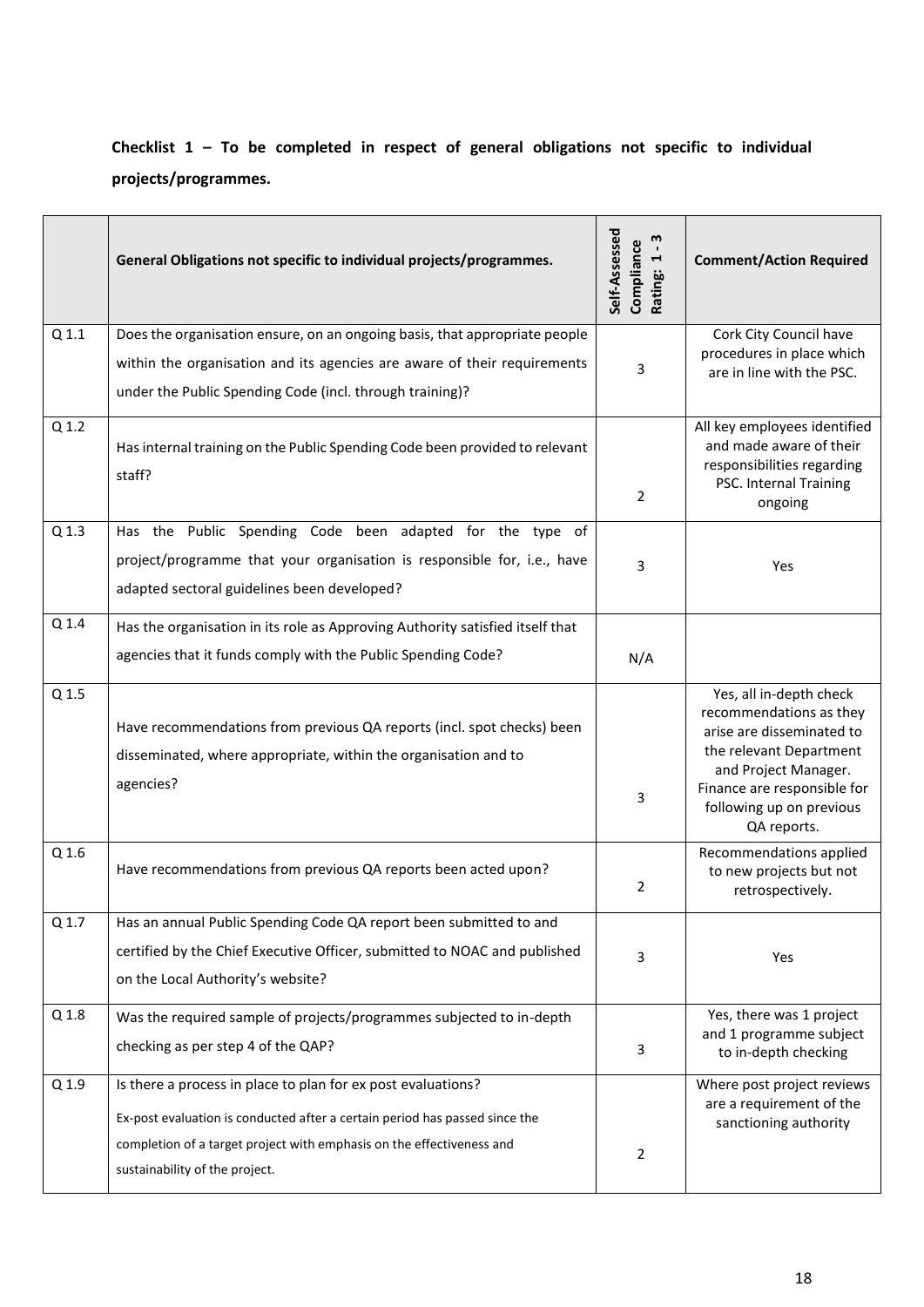**Checklist 1 – To be completed in respect of general obligations not specific to individual projects/programmes.**

| | General Obligations not specific to individual projects/programmes. | Self-Assessed Compliance Rating: 1 - 3 | Comment/Action Required |
|---|---|---|---|
| Q 1.1 | Does the organisation ensure, on an ongoing basis, that appropriate people within the organisation and its agencies are aware of their requirements under the Public Spending Code (incl. through training)? | 3 | Cork City Council have procedures in place which are in line with the PSC. |
| Q 1.2 | Has internal training on the Public Spending Code been provided to relevant staff? | 2 | All key employees identified and made aware of their responsibilities regarding PSC. Internal Training ongoing |
| Q 1.3 | Has the Public Spending Code been adapted for the type of project/programme that your organisation is responsible for, i.e., have adapted sectoral guidelines been developed? | 3 | Yes |
| Q 1.4 | Has the organisation in its role as Approving Authority satisfied itself that agencies that it funds comply with the Public Spending Code? | N/A | |
| Q 1.5 | Have recommendations from previous QA reports (incl. spot checks) been disseminated, where appropriate, within the organisation and to agencies? | 3 | Yes, all in-depth check recommendations as they arise are disseminated to the relevant Department and Project Manager. Finance are responsible for following up on previous QA reports. |
| Q 1.6 | Have recommendations from previous QA reports been acted upon? | 2 | Recommendations applied to new projects but not retrospectively. |
| Q 1.7 | Has an annual Public Spending Code QA report been submitted to and certified by the Chief Executive Officer, submitted to NOAC and published on the Local Authority's website? | 3 | Yes |
| Q 1.8 | Was the required sample of projects/programmes subjected to in-depth checking as per step 4 of the QAP? | 3 | Yes, there was 1 project and 1 programme subject to in-depth checking |
| Q 1.9 | Is there a process in place to plan for ex post evaluations?<br>Ex-post evaluation is conducted after a certain period has passed since the completion of a target project with emphasis on the effectiveness and sustainability of the project. | 2 | Where post project reviews are a requirement of the sanctioning authority |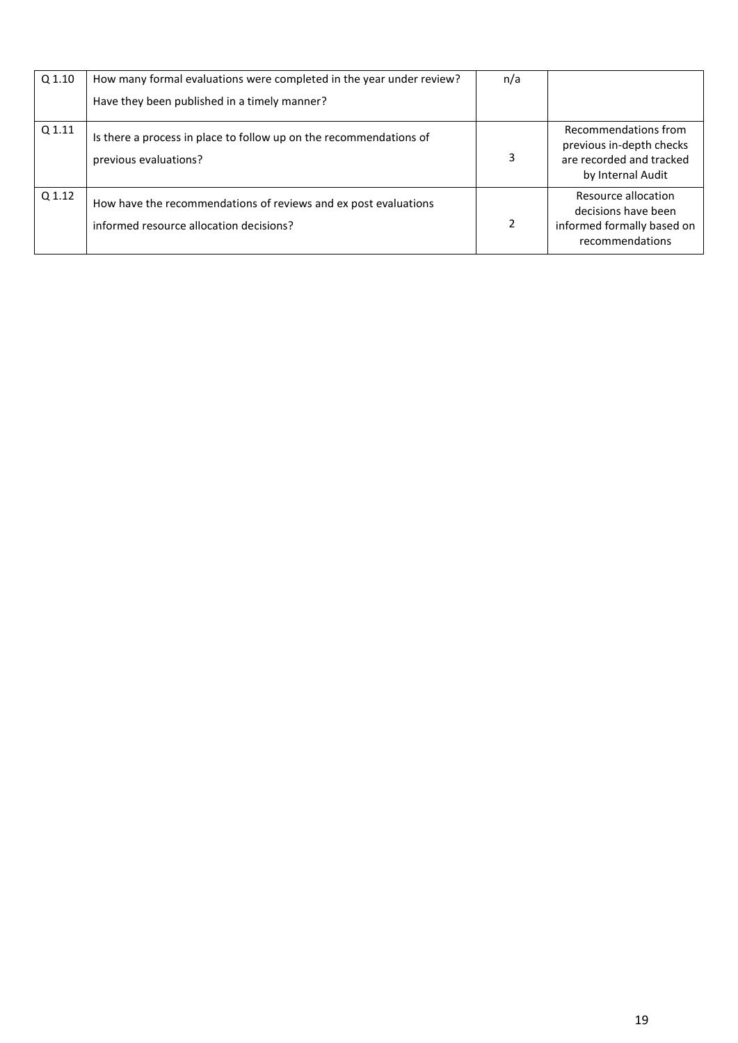| | | | |
|---|---|---|---|
| Q 1.10 | How many formal evaluations were completed in the year under review?<br>Have they been published in a timely manner? | n/a | |
| Q 1.11 | Is there a process in place to follow up on the recommendations of previous evaluations? | 3 | Recommendations from previous in-depth checks are recorded and tracked by Internal Audit |
| Q 1.12 | How have the recommendations of reviews and ex post evaluations informed resource allocation decisions? | 2 | Resource allocation decisions have been informed formally based on recommendations |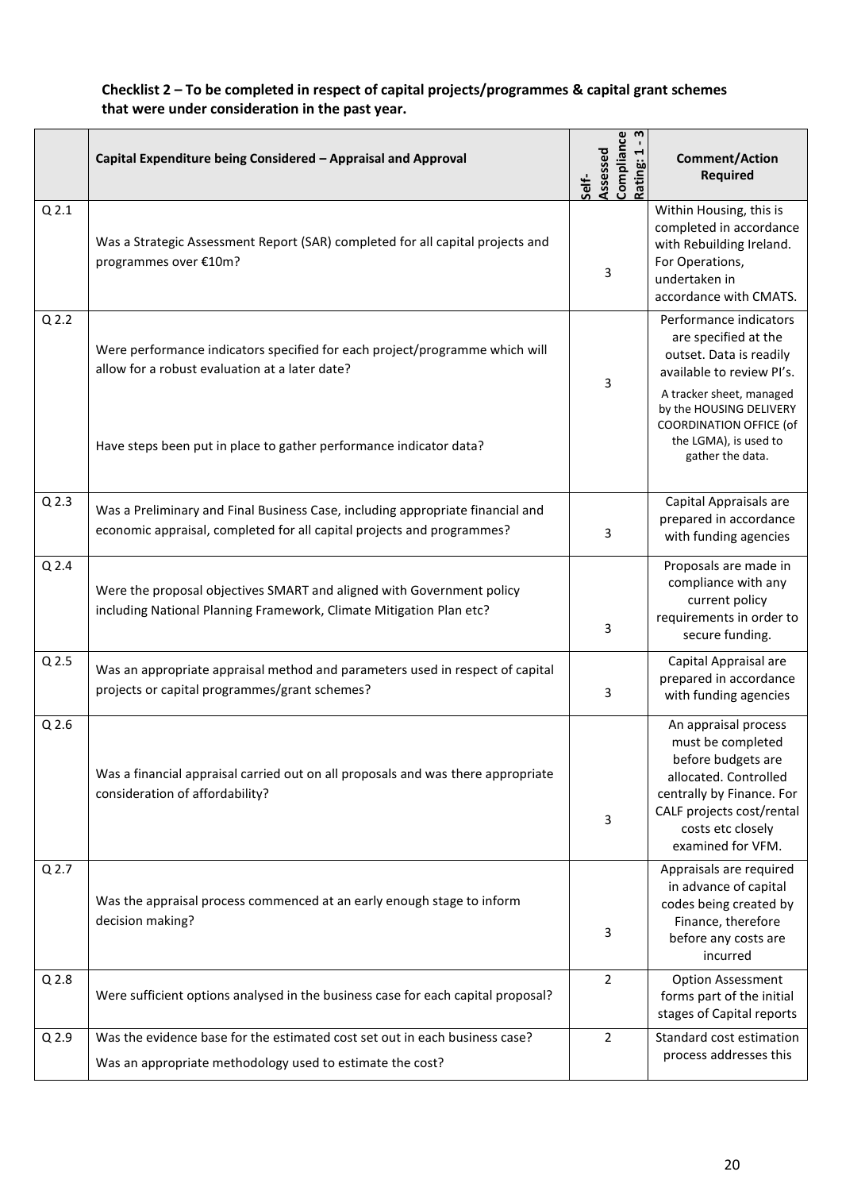**Checklist 2 – To be completed in respect of capital projects/programmes & capital grant schemes that were under consideration in the past year.**

| | Capital Expenditure being Considered – Appraisal and Approval | Self-Assessed Compliance Rating: 1 - 3 | Comment/Action Required |
|---|---|---|---|
| Q 2.1 | Was a Strategic Assessment Report (SAR) completed for all capital projects and programmes over €10m? | 3 | Within Housing, this is completed in accordance with Rebuilding Ireland. For Operations, undertaken in accordance with CMATS. |
| Q 2.2 | Were performance indicators specified for each project/programme which will allow for a robust evaluation at a later date?<br><br>Have steps been put in place to gather performance indicator data? | 3 | Performance indicators are specified at the outset. Data is readily available to review PI's.<br>A tracker sheet, managed by the HOUSING DELIVERY COORDINATION OFFICE (of the LGMA), is used to gather the data. |
| Q 2.3 | Was a Preliminary and Final Business Case, including appropriate financial and economic appraisal, completed for all capital projects and programmes? | 3 | Capital Appraisals are prepared in accordance with funding agencies |
| Q 2.4 | Were the proposal objectives SMART and aligned with Government policy including National Planning Framework, Climate Mitigation Plan etc? | 3 | Proposals are made in compliance with any current policy requirements in order to secure funding. |
| Q 2.5 | Was an appropriate appraisal method and parameters used in respect of capital projects or capital programmes/grant schemes? | 3 | Capital Appraisal are prepared in accordance with funding agencies |
| Q 2.6 | Was a financial appraisal carried out on all proposals and was there appropriate consideration of affordability? | 3 | An appraisal process must be completed before budgets are allocated. Controlled centrally by Finance. For CALF projects cost/rental costs etc closely examined for VFM. |
| Q 2.7 | Was the appraisal process commenced at an early enough stage to inform decision making? | 3 | Appraisals are required in advance of capital codes being created by Finance, therefore before any costs are incurred |
| Q 2.8 | Were sufficient options analysed in the business case for each capital proposal? | 2 | Option Assessment forms part of the initial stages of Capital reports |
| Q 2.9 | Was the evidence base for the estimated cost set out in each business case?<br>Was an appropriate methodology used to estimate the cost? | 2 | Standard cost estimation process addresses this |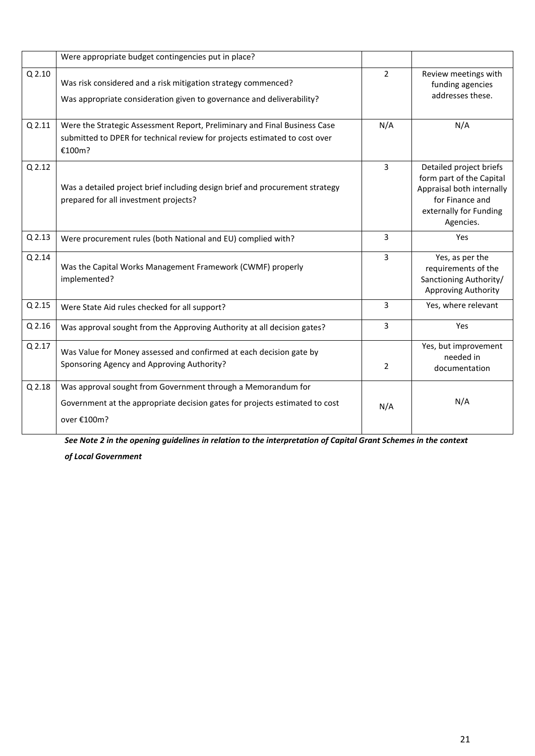| | | | |
|---|---|---|---|
| | Were appropriate budget contingencies put in place? | | |
| Q 2.10 | Was risk considered and a risk mitigation strategy commenced?<br>Was appropriate consideration given to governance and deliverability? | 2 | Review meetings with funding agencies addresses these. |
| Q 2.11 | Were the Strategic Assessment Report, Preliminary and Final Business Case submitted to DPER for technical review for projects estimated to cost over €100m? | N/A | N/A |
| Q 2.12 | Was a detailed project brief including design brief and procurement strategy prepared for all investment projects? | 3 | Detailed project briefs form part of the Capital Appraisal both internally for Finance and externally for Funding Agencies. |
| Q 2.13 | Were procurement rules (both National and EU) complied with? | 3 | Yes |
| Q 2.14 | Was the Capital Works Management Framework (CWMF) properly implemented? | 3 | Yes, as per the requirements of the Sanctioning Authority/ Approving Authority |
| Q 2.15 | Were State Aid rules checked for all support? | 3 | Yes, where relevant |
| Q 2.16 | Was approval sought from the Approving Authority at all decision gates? | 3 | Yes |
| Q 2.17 | Was Value for Money assessed and confirmed at each decision gate by Sponsoring Agency and Approving Authority? | 2 | Yes, but improvement needed in documentation |
| Q 2.18 | Was approval sought from Government through a Memorandum for Government at the appropriate decision gates for projects estimated to cost over €100m? | N/A | N/A |

***See Note 2 in the opening guidelines in relation to the interpretation of Capital Grant Schemes in the context of Local Government***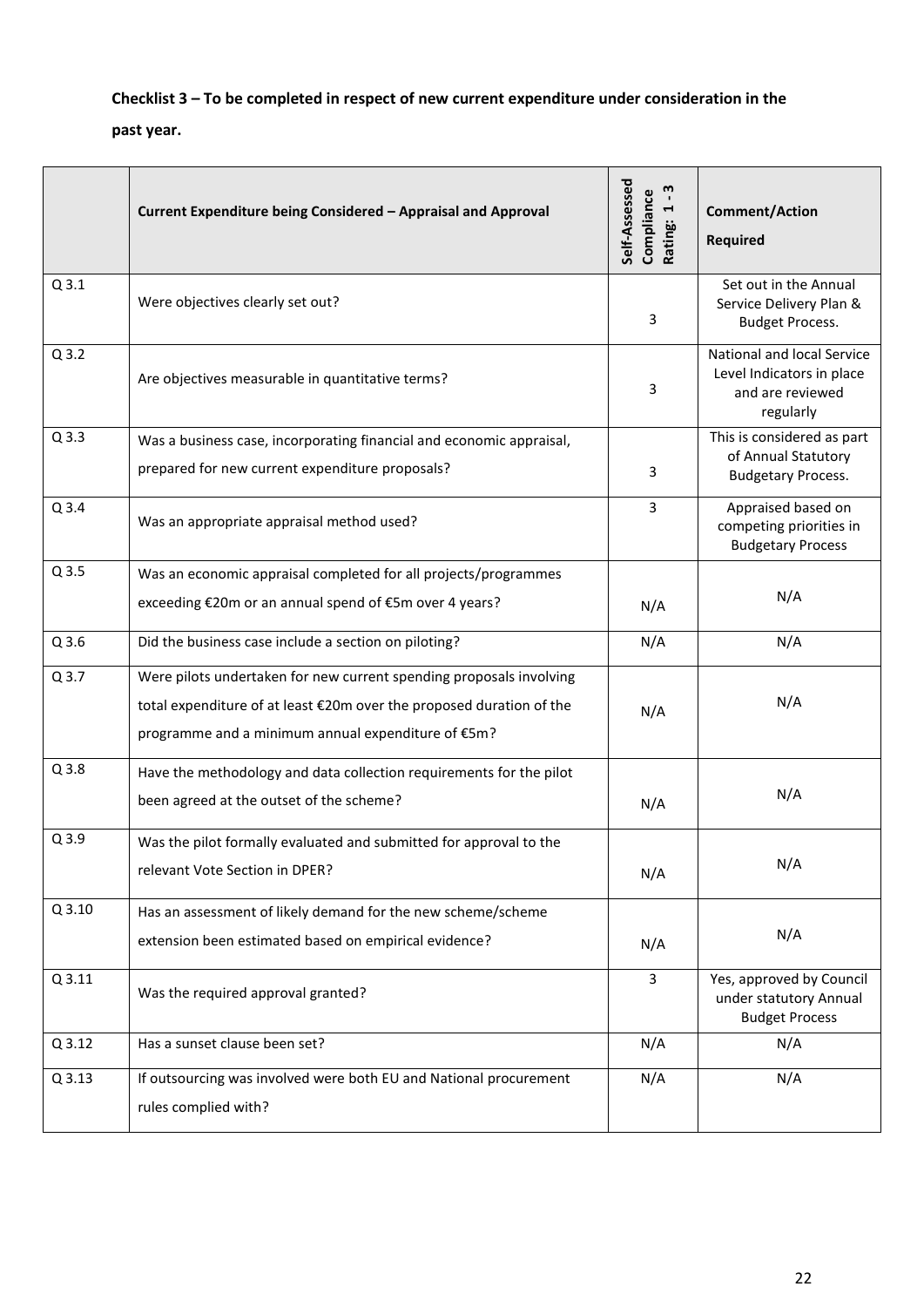**Checklist 3 – To be completed in respect of new current expenditure under consideration in the past year.**

| | Current Expenditure being Considered – Appraisal and Approval | Self-Assessed Compliance Rating: 1 - 3 | Comment/Action Required |
|---|---|---|---|
| Q 3.1 | Were objectives clearly set out? | 3 | Set out in the Annual Service Delivery Plan & Budget Process. |
| Q 3.2 | Are objectives measurable in quantitative terms? | 3 | National and local Service Level Indicators in place and are reviewed regularly |
| Q 3.3 | Was a business case, incorporating financial and economic appraisal, prepared for new current expenditure proposals? | 3 | This is considered as part of Annual Statutory Budgetary Process. |
| Q 3.4 | Was an appropriate appraisal method used? | 3 | Appraised based on competing priorities in the Budgetary Process |
| Q 3.5 | Was an economic appraisal completed for all projects/programmes exceeding €20m or an annual spend of €5m over 4 years? | N/A | N/A |
| Q 3.6 | Did the business case include a section on piloting? | N/A | N/A |
| Q 3.7 | Were pilots undertaken for new current spending proposals involving total expenditure of at least €20m over the proposed duration of the programme and a minimum annual expenditure of €5m? | N/A | N/A |
| Q 3.8 | Have the methodology and data collection requirements for the pilot been agreed at the outset of the scheme? | N/A | N/A |
| Q 3.9 | Was the pilot formally evaluated and submitted for approval to the relevant Vote Section in DPER? | N/A | N/A |
| Q 3.10 | Has an assessment of likely demand for the new scheme/scheme extension been estimated based on empirical evidence? | N/A | N/A |
| Q 3.11 | Was the required approval granted? | 3 | Yes, approved by Council under statutory Annual Budget Process |
| Q 3.12 | Has a sunset clause been set? | N/A | N/A |
| Q 3.13 | If outsourcing was involved were both EU and National procurement rules complied with? | N/A | N/A |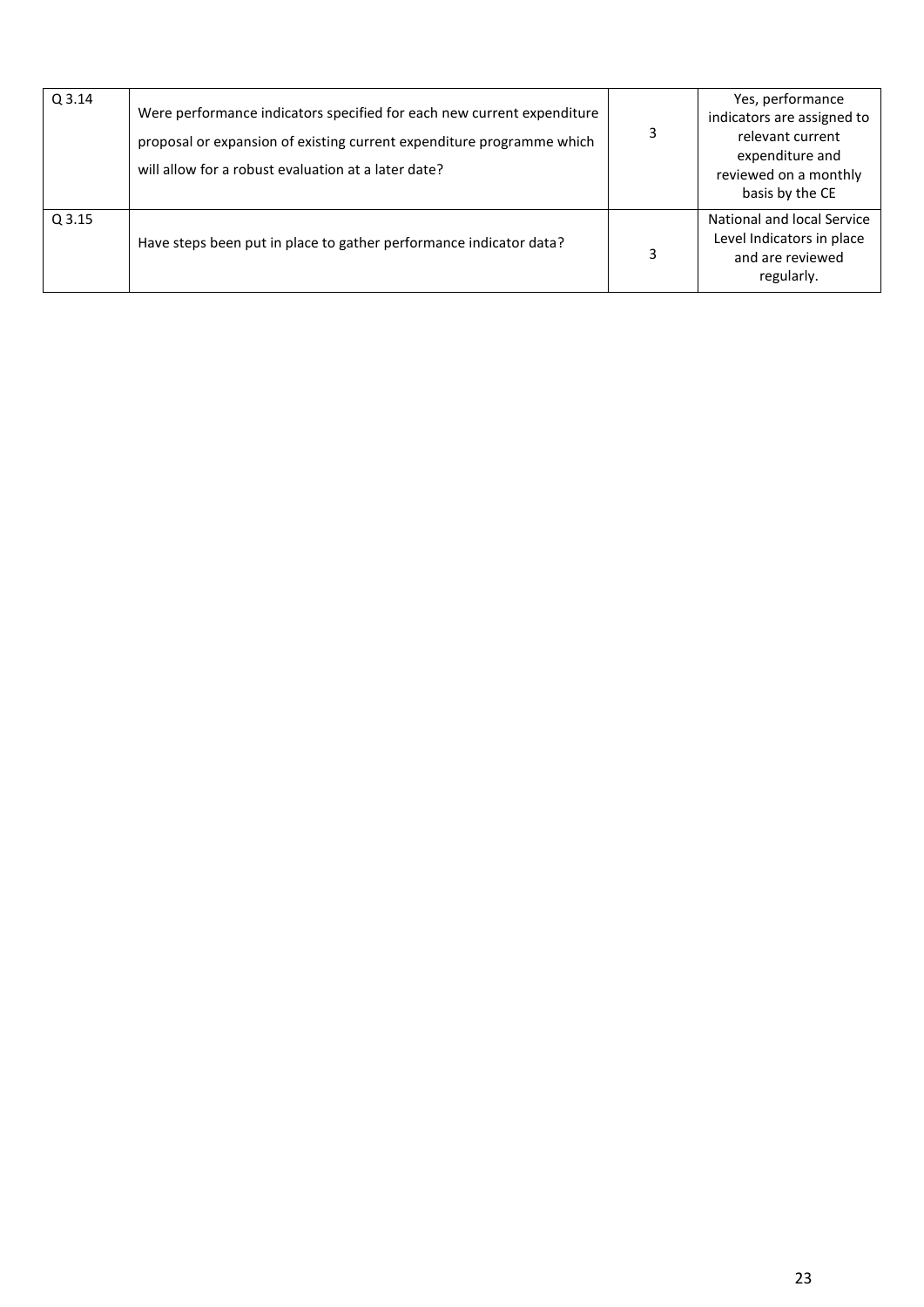| | | | |
|---|---|---|---|
| Q 3.14 | Were performance indicators specified for each new current expenditure proposal or expansion of existing current expenditure programme which will allow for a robust evaluation at a later date? | 3 | Yes, performance indicators are assigned to relevant current expenditure and reviewed on a monthly basis by the CE |
| Q 3.15 | Have steps been put in place to gather performance indicator data? | 3 | National and local Service Level Indicators in place and are reviewed regularly. |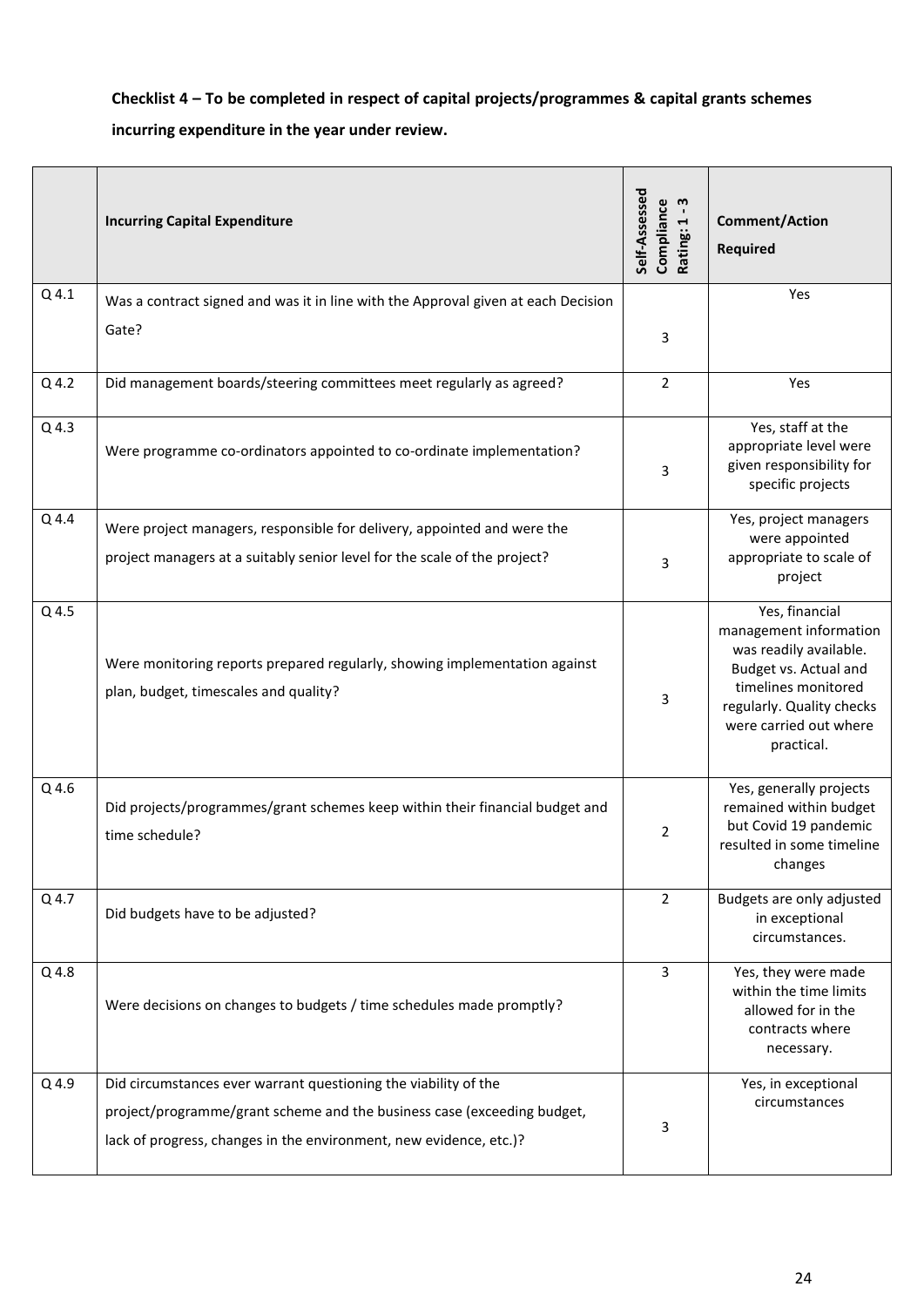**Checklist 4 – To be completed in respect of capital projects/programmes & capital grants schemes incurring expenditure in the year under review.**

| | **Incurring Capital Expenditure** | **Self-Assessed Compliance Rating: 1 - 3** | **Comment/Action Required** |
|---|---|---|---|
| Q 4.1 | Was a contract signed and was it in line with the Approval given at each Decision Gate? | 3 | Yes |
| Q 4.2 | Did management boards/steering committees meet regularly as agreed? | 2 | Yes |
| Q 4.3 | Were programme co-ordinators appointed to co-ordinate implementation? | 3 | Yes, staff at the appropriate level were given responsibility for specific projects |
| Q 4.4 | Were project managers, responsible for delivery, appointed and were the project managers at a suitably senior level for the scale of the project? | 3 | Yes, project managers were appointed appropriate to scale of project |
| Q 4.5 | Were monitoring reports prepared regularly, showing implementation against plan, budget, timescales and quality? | 3 | Yes, financial management information was readily available. Budget vs. Actual and timelines monitored regularly. Quality checks were carried out where practical. |
| Q 4.6 | Did projects/programmes/grant schemes keep within their financial budget and time schedule? | 2 | Yes, generally projects remained within budget but Covid 19 pandemic resulted in some timeline changes |
| Q 4.7 | Did budgets have to be adjusted? | 2 | Budgets are only adjusted in exceptional circumstances. |
| Q 4.8 | Were decisions on changes to budgets / time schedules made promptly? | 3 | Yes, they were made within the time limits allowed for in the contracts where necessary. |
| Q 4.9 | Did circumstances ever warrant questioning the viability of the project/programme/grant scheme and the business case (exceeding budget, lack of progress, changes in the environment, new evidence, etc.)? | 3 | Yes, in exceptional circumstances |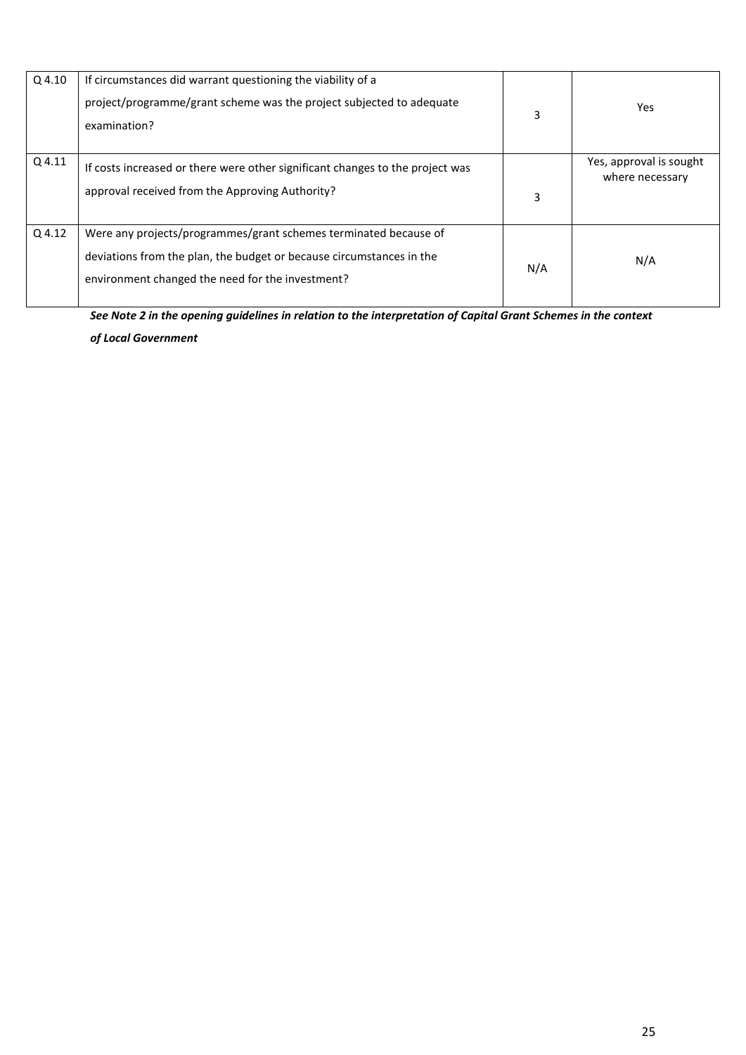| Q 4.10 | If circumstances did warrant questioning the viability of a project/programme/grant scheme was the project subjected to adequate examination? | 3 | Yes |
|---|---|---|---|
| Q 4.11 | If costs increased or there were other significant changes to the project was approval received from the Approving Authority? | 3 | Yes, approval is sought where necessary |
| Q 4.12 | Were any projects/programmes/grant schemes terminated because of deviations from the plan, the budget or because circumstances in the environment changed the need for the investment? | N/A | N/A |

***See Note 2 in the opening guidelines in relation to the interpretation of Capital Grant Schemes in the context of Local Government***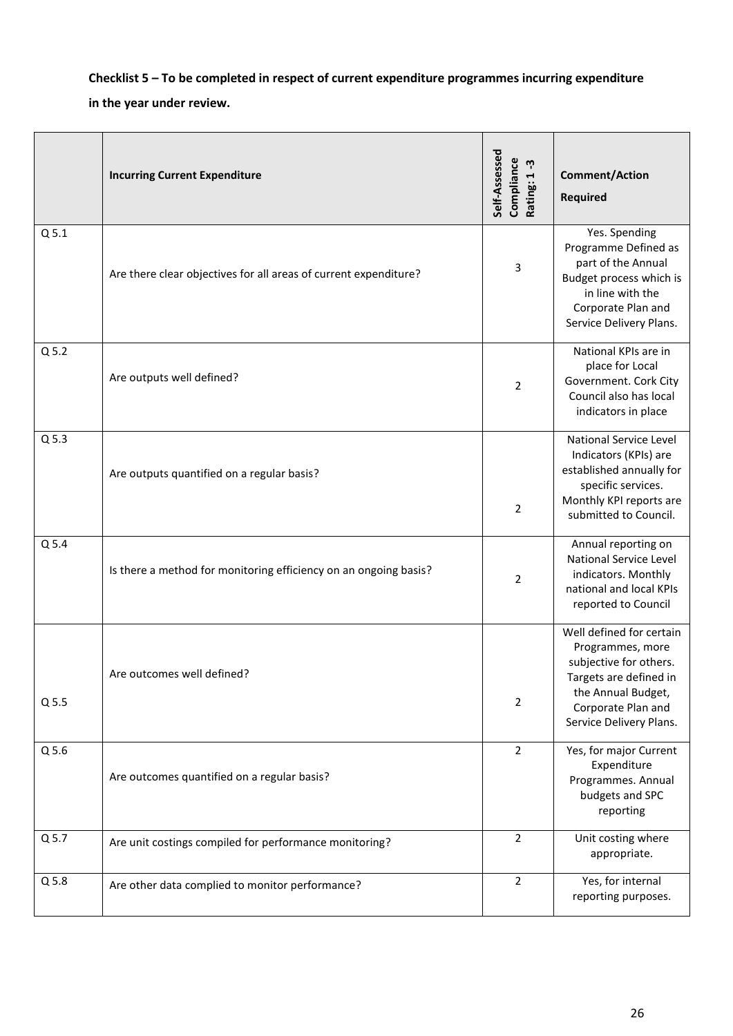**Checklist 5 – To be completed in respect of current expenditure programmes incurring expenditure in the year under review.**

| | Incurring Current Expenditure | Self-Assessed Compliance Rating: 1 -3 | Comment/Action Required |
|---|---|---|---|
| Q 5.1 | Are there clear objectives for all areas of current expenditure? | 3 | Yes. Spending Programme Defined as part of the Annual Budget process which is in line with the Corporate Plan and Service Delivery Plans. |
| Q 5.2 | Are outputs well defined? | 2 | National KPIs are in place for Local Government. Cork City Council also has local indicators in place |
| Q 5.3 | Are outputs quantified on a regular basis? | 2 | National Service Level Indicators (KPIs) are established annually for specific services. Monthly KPI reports are submitted to Council. |
| Q 5.4 | Is there a method for monitoring efficiency on an ongoing basis? | 2 | Annual reporting on National Service Level indicators. Monthly national and local KPIs reported to Council |
| Q 5.5 | Are outcomes well defined? | 2 | Well defined for certain Programmes, more subjective for others. Targets are defined in the Annual Budget, Corporate Plan and Service Delivery Plans. |
| Q 5.6 | Are outcomes quantified on a regular basis? | 2 | Yes, for major Current Expenditure Programmes. Annual budgets and SPC reporting |
| Q 5.7 | Are unit costings compiled for performance monitoring? | 2 | Unit costing where appropriate. |
| Q 5.8 | Are other data complied to monitor performance? | 2 | Yes, for internal reporting purposes. |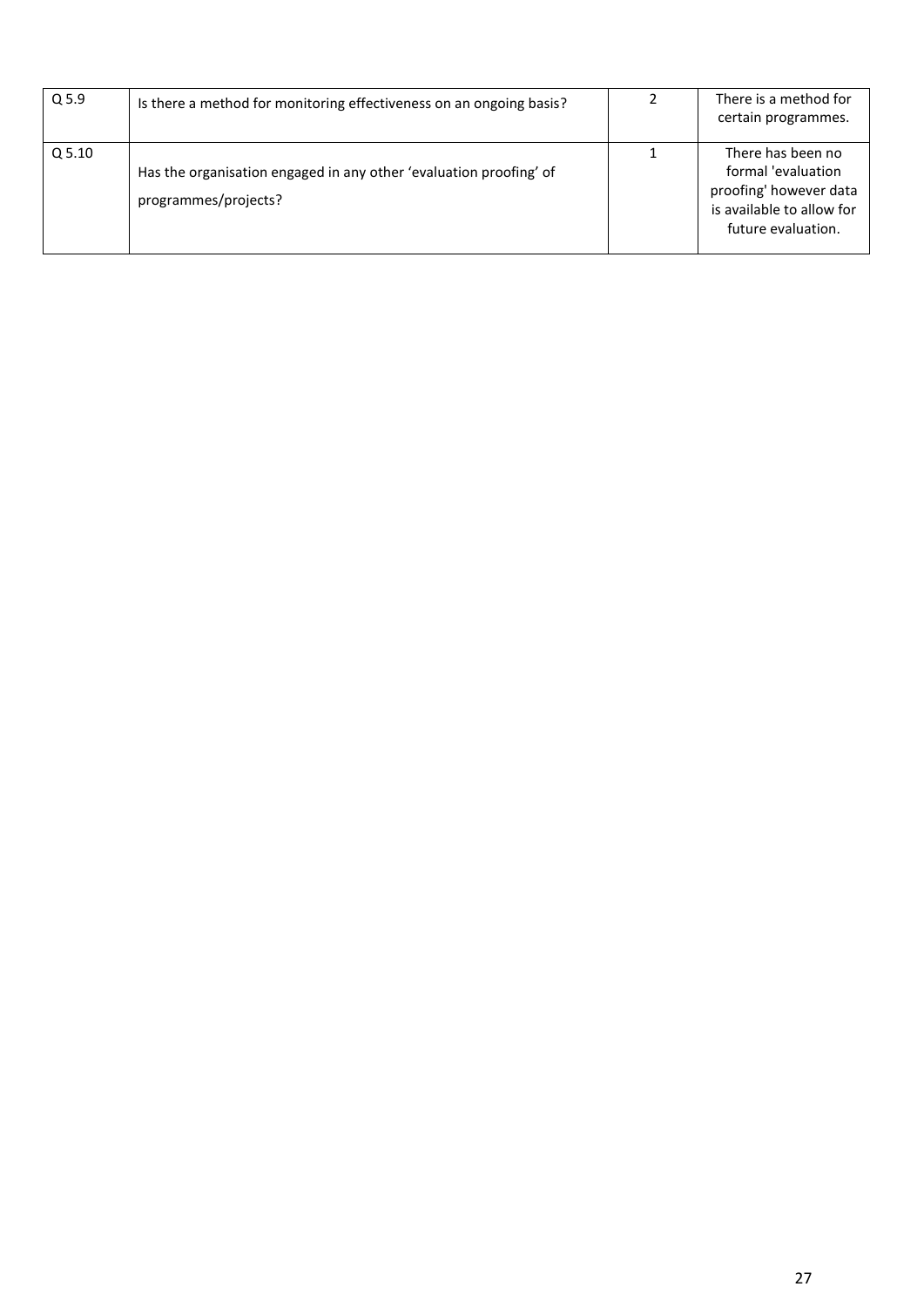| | | | |
|---|---|---|---|
| Q 5.9 | Is there a method for monitoring effectiveness on an ongoing basis? | 2 | There is a method for certain programmes. |
| Q 5.10 | Has the organisation engaged in any other ‘evaluation proofing’ of programmes/projects? | 1 | There has been no formal 'evaluation proofing' however data is available to allow for future evaluation. |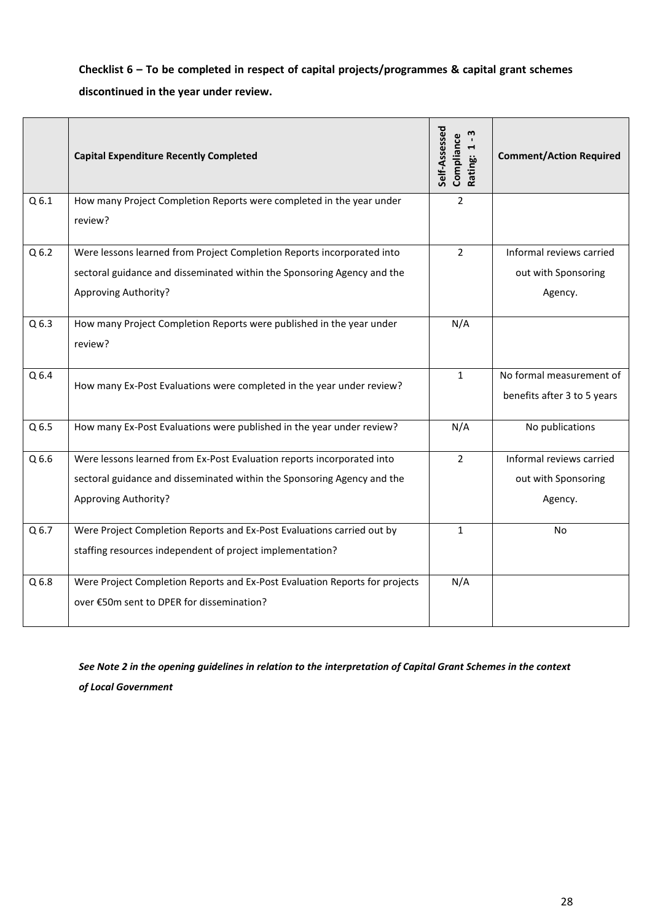**Checklist 6 – To be completed in respect of capital projects/programmes & capital grant schemes discontinued in the year under review.**

| | Capital Expenditure Recently Completed | Self-Assessed Compliance Rating: 1 - 3 | Comment/Action Required |
|---|---|---|---|
| Q 6.1 | How many Project Completion Reports were completed in the year under review? | 2 | |
| Q 6.2 | Were lessons learned from Project Completion Reports incorporated into sectoral guidance and disseminated within the Sponsoring Agency and the Approving Authority? | 2 | Informal reviews carried out with Sponsoring Agency. |
| Q 6.3 | How many Project Completion Reports were published in the year under review? | N/A | |
| Q 6.4 | How many Ex-Post Evaluations were completed in the year under review? | 1 | No formal measurement of benefits after 3 to 5 years |
| Q 6.5 | How many Ex-Post Evaluations were published in the year under review? | N/A | No publications |
| Q 6.6 | Were lessons learned from Ex-Post Evaluation reports incorporated into sectoral guidance and disseminated within the Sponsoring Agency and the Approving Authority? | 2 | Informal reviews carried out with Sponsoring Agency. |
| Q 6.7 | Were Project Completion Reports and Ex-Post Evaluations carried out by staffing resources independent of project implementation? | 1 | No |
| Q 6.8 | Were Project Completion Reports and Ex-Post Evaluation Reports for projects over €50m sent to DPER for dissemination? | N/A | |

***See Note 2 in the opening guidelines in relation to the interpretation of Capital Grant Schemes in the context of Local Government***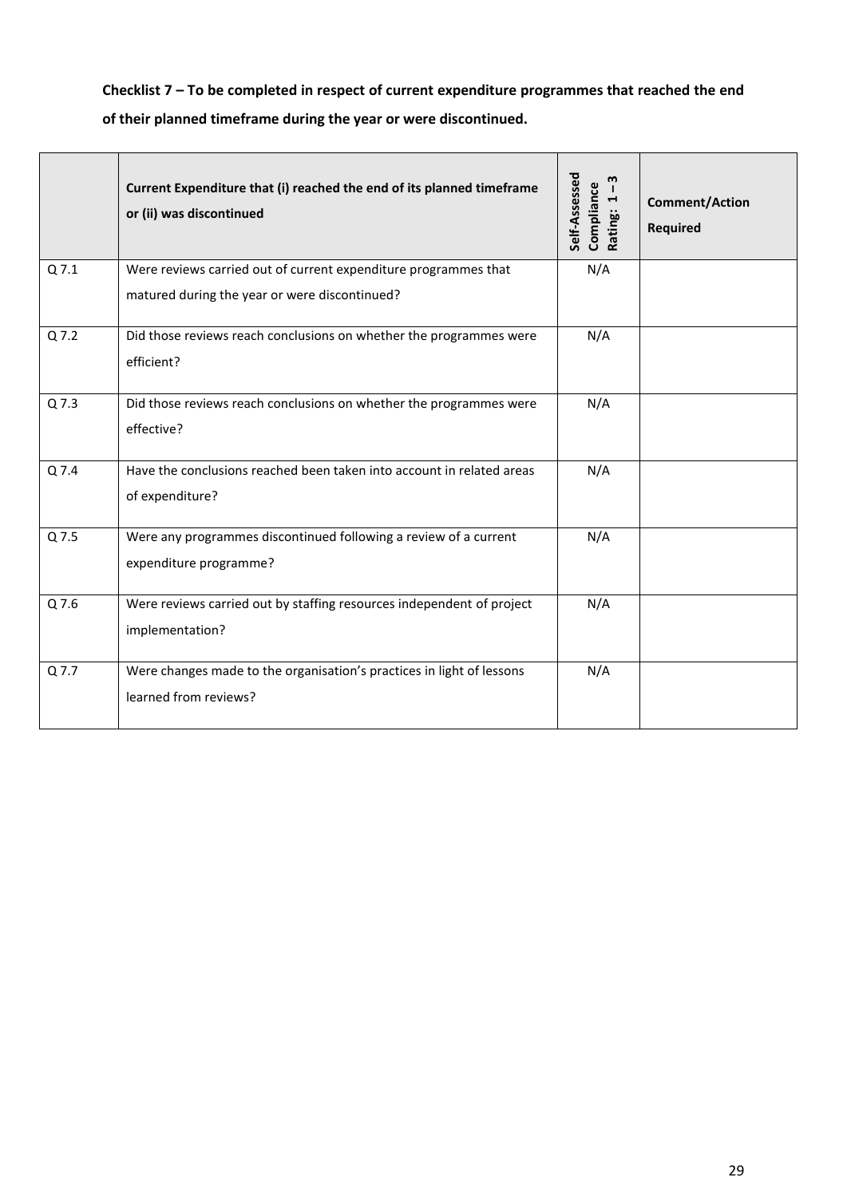**Checklist 7 – To be completed in respect of current expenditure programmes that reached the end of their planned timeframe during the year or were discontinued.**

| | Current Expenditure that (i) reached the end of its planned timeframe or (ii) was discontinued | Self-Assessed Compliance Rating: 1 – 3 | Comment/Action Required |
|---|---|---|---|
| Q 7.1 | Were reviews carried out of current expenditure programmes that matured during the year or were discontinued? | N/A | |
| Q 7.2 | Did those reviews reach conclusions on whether the programmes were efficient? | N/A | |
| Q 7.3 | Did those reviews reach conclusions on whether the programmes were effective? | N/A | |
| Q 7.4 | Have the conclusions reached been taken into account in related areas of expenditure? | N/A | |
| Q 7.5 | Were any programmes discontinued following a review of a current expenditure programme? | N/A | |
| Q 7.6 | Were reviews carried out by staffing resources independent of project implementation? | N/A | |
| Q 7.7 | Were changes made to the organisation's practices in light of lessons learned from reviews? | N/A | |